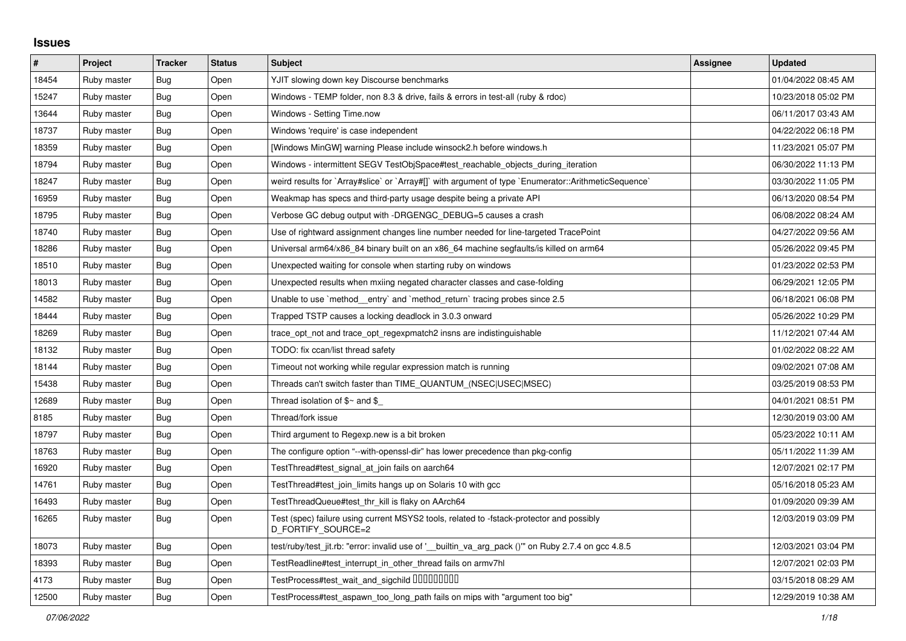## Issues

| # | Project | Tracker | Status | Subject | Assignee | Updated |
|---|---|---|---|---|---|---|
| 18454 | Ruby master | Bug | Open | YJIT slowing down key Discourse benchmarks | | 01/04/2022 08:45 AM |
| 15247 | Ruby master | Bug | Open | Windows - TEMP folder, non 8.3 & drive, fails & errors in test-all (ruby & rdoc) | | 10/23/2018 05:02 PM |
| 13644 | Ruby master | Bug | Open | Windows - Setting Time.now | | 06/11/2017 03:43 AM |
| 18737 | Ruby master | Bug | Open | Windows 'require' is case independent | | 04/22/2022 06:18 PM |
| 18359 | Ruby master | Bug | Open | [Windows MinGW] warning Please include winsock2.h before windows.h | | 11/23/2021 05:07 PM |
| 18794 | Ruby master | Bug | Open | Windows - intermittent SEGV TestObjSpace#test_reachable_objects_during_iteration | | 06/30/2022 11:13 PM |
| 18247 | Ruby master | Bug | Open | weird results for `Array#slice` or `Array#[]` with argument of type `Enumerator::ArithmeticSequence` | | 03/30/2022 11:05 PM |
| 16959 | Ruby master | Bug | Open | Weakmap has specs and third-party usage despite being a private API | | 06/13/2020 08:54 PM |
| 18795 | Ruby master | Bug | Open | Verbose GC debug output with -DRGENGC_DEBUG=5 causes a crash | | 06/08/2022 08:24 AM |
| 18740 | Ruby master | Bug | Open | Use of rightward assignment changes line number needed for line-targeted TracePoint | | 04/27/2022 09:56 AM |
| 18286 | Ruby master | Bug | Open | Universal arm64/x86_84 binary built on an x86_64 machine segfaults/is killed on arm64 | | 05/26/2022 09:45 PM |
| 18510 | Ruby master | Bug | Open | Unexpected waiting for console when starting ruby on windows | | 01/23/2022 02:53 PM |
| 18013 | Ruby master | Bug | Open | Unexpected results when mxiing negated character classes and case-folding | | 06/29/2021 12:05 PM |
| 14582 | Ruby master | Bug | Open | Unable to use `method__entry` and `method_return` tracing probes since 2.5 | | 06/18/2021 06:08 PM |
| 18444 | Ruby master | Bug | Open | Trapped TSTP causes a locking deadlock in 3.0.3 onward | | 05/26/2022 10:29 PM |
| 18269 | Ruby master | Bug | Open | trace_opt_not and trace_opt_regexpmatch2 insns are indistinguishable | | 11/12/2021 07:44 AM |
| 18132 | Ruby master | Bug | Open | TODO: fix ccan/list thread safety | | 01/02/2022 08:22 AM |
| 18144 | Ruby master | Bug | Open | Timeout not working while regular expression match is running | | 09/02/2021 07:08 AM |
| 15438 | Ruby master | Bug | Open | Threads can't switch faster than TIME_QUANTUM_(NSEC\|USEC\|MSEC) | | 03/25/2019 08:53 PM |
| 12689 | Ruby master | Bug | Open | Thread isolation of $~ and $_ | | 04/01/2021 08:51 PM |
| 8185 | Ruby master | Bug | Open | Thread/fork issue | | 12/30/2019 03:00 AM |
| 18797 | Ruby master | Bug | Open | Third argument to Regexp.new is a bit broken | | 05/23/2022 10:11 AM |
| 18763 | Ruby master | Bug | Open | The configure option "--with-openssl-dir" has lower precedence than pkg-config | | 05/11/2022 11:39 AM |
| 16920 | Ruby master | Bug | Open | TestThread#test_signal_at_join fails on aarch64 | | 12/07/2021 02:17 PM |
| 14761 | Ruby master | Bug | Open | TestThread#test_join_limits hangs up on Solaris 10 with gcc | | 05/16/2018 05:23 AM |
| 16493 | Ruby master | Bug | Open | TestThreadQueue#test_thr_kill is flaky on AArch64 | | 01/09/2020 09:39 AM |
| 16265 | Ruby master | Bug | Open | Test (spec) failure using current MSYS2 tools, related to -fstack-protector and possibly D_FORTIFY_SOURCE=2 | | 12/03/2019 03:09 PM |
| 18073 | Ruby master | Bug | Open | test/ruby/test_jit.rb: "error: invalid use of '__builtin_va_arg_pack ()'" on Ruby 2.7.4 on gcc 4.8.5 | | 12/03/2021 03:04 PM |
| 18393 | Ruby master | Bug | Open | TestReadline#test_interrupt_in_other_thread fails on armv7hl | | 12/07/2021 02:03 PM |
| 4173 | Ruby master | Bug | Open | TestProcess#test_wait_and_sigchild □□□□□□□□□ | | 03/15/2018 08:29 AM |
| 12500 | Ruby master | Bug | Open | TestProcess#test_aspawn_too_long_path fails on mips with "argument too big" | | 12/29/2019 10:38 AM |

*07/06/2022*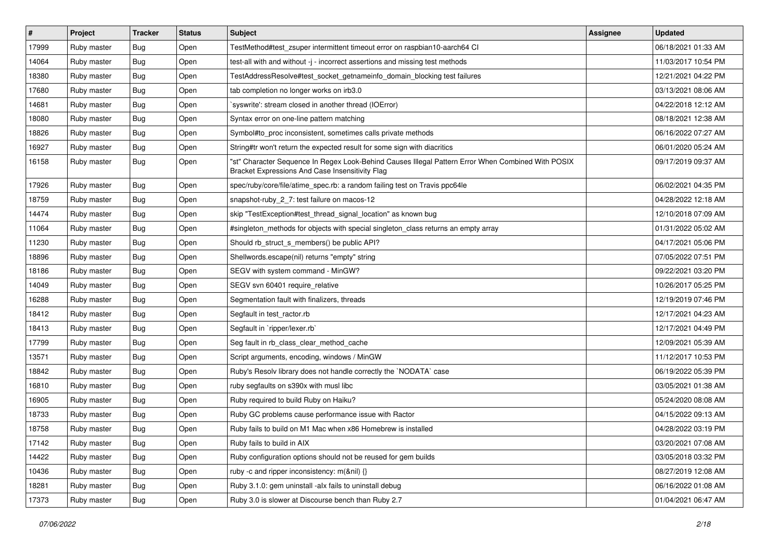| # | Project | Tracker | Status | Subject | Assignee | Updated |
|---|---|---|---|---|---|---|
| 17999 | Ruby master | Bug | Open | TestMethod#test_zsuper intermittent timeout error on raspbian10-aarch64 CI | | 06/18/2021 01:33 AM |
| 14064 | Ruby master | Bug | Open | test-all with and without -j - incorrect assertions and missing test methods | | 11/03/2017 10:54 PM |
| 18380 | Ruby master | Bug | Open | TestAddressResolve#test_socket_getnameinfo_domain_blocking test failures | | 12/21/2021 04:22 PM |
| 17680 | Ruby master | Bug | Open | tab completion no longer works on irb3.0 | | 03/13/2021 08:06 AM |
| 14681 | Ruby master | Bug | Open | `syswrite': stream closed in another thread (IOError) | | 04/22/2018 12:12 AM |
| 18080 | Ruby master | Bug | Open | Syntax error on one-line pattern matching | | 08/18/2021 12:38 AM |
| 18826 | Ruby master | Bug | Open | Symbol#to_proc inconsistent, sometimes calls private methods | | 06/16/2022 07:27 AM |
| 16927 | Ruby master | Bug | Open | String#tr won't return the expected result for some sign with diacritics | | 06/01/2020 05:24 AM |
| 16158 | Ruby master | Bug | Open | "st" Character Sequence In Regex Look-Behind Causes Illegal Pattern Error When Combined With POSIX Bracket Expressions And Case Insensitivity Flag | | 09/17/2019 09:37 AM |
| 17926 | Ruby master | Bug | Open | spec/ruby/core/file/atime_spec.rb: a random failing test on Travis ppc64le | | 06/02/2021 04:35 PM |
| 18759 | Ruby master | Bug | Open | snapshot-ruby_2_7: test failure on macos-12 | | 04/28/2022 12:18 AM |
| 14474 | Ruby master | Bug | Open | skip "TestException#test_thread_signal_location" as known bug | | 12/10/2018 07:09 AM |
| 11064 | Ruby master | Bug | Open | #singleton_methods for objects with special singleton_class returns an empty array | | 01/31/2022 05:02 AM |
| 11230 | Ruby master | Bug | Open | Should rb_struct_s_members() be public API? | | 04/17/2021 05:06 PM |
| 18896 | Ruby master | Bug | Open | Shellwords.escape(nil) returns "empty" string | | 07/05/2022 07:51 PM |
| 18186 | Ruby master | Bug | Open | SEGV with system command - MinGW? | | 09/22/2021 03:20 PM |
| 14049 | Ruby master | Bug | Open | SEGV svn 60401 require_relative | | 10/26/2017 05:25 PM |
| 16288 | Ruby master | Bug | Open | Segmentation fault with finalizers, threads | | 12/19/2019 07:46 PM |
| 18412 | Ruby master | Bug | Open | Segfault in test_ractor.rb | | 12/17/2021 04:23 AM |
| 18413 | Ruby master | Bug | Open | Segfault in `ripper/lexer.rb` | | 12/17/2021 04:49 PM |
| 17799 | Ruby master | Bug | Open | Seg fault in rb_class_clear_method_cache | | 12/09/2021 05:39 AM |
| 13571 | Ruby master | Bug | Open | Script arguments, encoding, windows / MinGW | | 11/12/2017 10:53 PM |
| 18842 | Ruby master | Bug | Open | Ruby's Resolv library does not handle correctly the `NODATA` case | | 06/19/2022 05:39 PM |
| 16810 | Ruby master | Bug | Open | ruby segfaults on s390x with musl libc | | 03/05/2021 01:38 AM |
| 16905 | Ruby master | Bug | Open | Ruby required to build Ruby on Haiku? | | 05/24/2020 08:08 AM |
| 18733 | Ruby master | Bug | Open | Ruby GC problems cause performance issue with Ractor | | 04/15/2022 09:13 AM |
| 18758 | Ruby master | Bug | Open | Ruby fails to build on M1 Mac when x86 Homebrew is installed | | 04/28/2022 03:19 PM |
| 17142 | Ruby master | Bug | Open | Ruby fails to build in AIX | | 03/20/2021 07:08 AM |
| 14422 | Ruby master | Bug | Open | Ruby configuration options should not be reused for gem builds | | 03/05/2018 03:32 PM |
| 10436 | Ruby master | Bug | Open | ruby -c and ripper inconsistency: m(&nil) {} | | 08/27/2019 12:08 AM |
| 18281 | Ruby master | Bug | Open | Ruby 3.1.0: gem uninstall -alx fails to uninstall debug | | 06/16/2022 01:08 AM |
| 17373 | Ruby master | Bug | Open | Ruby 3.0 is slower at Discourse bench than Ruby 2.7 | | 01/04/2021 06:47 AM |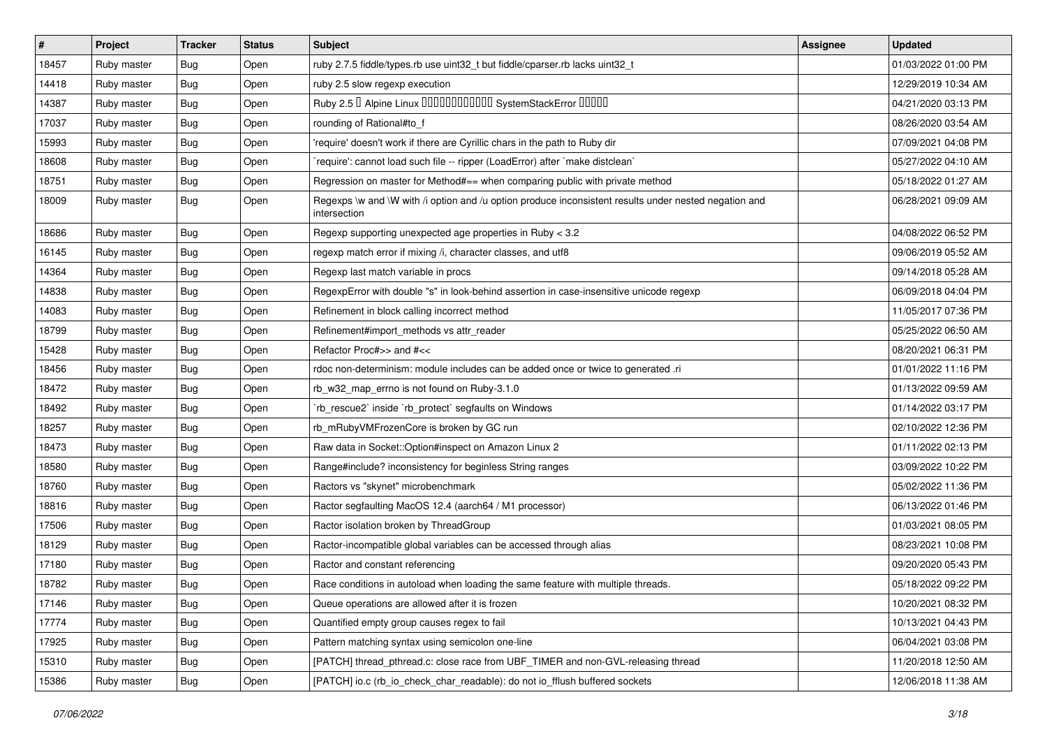| # | Project | Tracker | Status | Subject | Assignee | Updated |
|---|---|---|---|---|---|---|
| 18457 | Ruby master | Bug | Open | ruby 2.7.5 fiddle/types.rb use uint32_t but fiddle/cparser.rb lacks uint32_t | | 01/03/2022 01:00 PM |
| 14418 | Ruby master | Bug | Open | ruby 2.5 slow regexp execution | | 12/29/2019 10:34 AM |
| 14387 | Ruby master | Bug | Open | Ruby 2.5 � Alpine Linux ������������ SystemStackError ����� | | 04/21/2020 03:13 PM |
| 17037 | Ruby master | Bug | Open | rounding of Rational#to_f | | 08/26/2020 03:54 AM |
| 15993 | Ruby master | Bug | Open | 'require' doesn't work if there are Cyrillic chars in the path to Ruby dir | | 07/09/2021 04:08 PM |
| 18608 | Ruby master | Bug | Open | `require': cannot load such file -- ripper (LoadError) after `make distclean` | | 05/27/2022 04:10 AM |
| 18751 | Ruby master | Bug | Open | Regression on master for Method#== when comparing public with private method | | 05/18/2022 01:27 AM |
| 18009 | Ruby master | Bug | Open | Regexps \w and \W with /i option and /u option produce inconsistent results under nested negation and intersection | | 06/28/2021 09:09 AM |
| 18686 | Ruby master | Bug | Open | Regexp supporting unexpected age properties in Ruby < 3.2 | | 04/08/2022 06:52 PM |
| 16145 | Ruby master | Bug | Open | regexp match error if mixing /i, character classes, and utf8 | | 09/06/2019 05:52 AM |
| 14364 | Ruby master | Bug | Open | Regexp last match variable in procs | | 09/14/2018 05:28 AM |
| 14838 | Ruby master | Bug | Open | RegexpError with double "s" in look-behind assertion in case-insensitive unicode regexp | | 06/09/2018 04:04 PM |
| 14083 | Ruby master | Bug | Open | Refinement in block calling incorrect method | | 11/05/2017 07:36 PM |
| 18799 | Ruby master | Bug | Open | Refinement#import_methods vs attr_reader | | 05/25/2022 06:50 AM |
| 15428 | Ruby master | Bug | Open | Refactor Proc#>> and #<< | | 08/20/2021 06:31 PM |
| 18456 | Ruby master | Bug | Open | rdoc non-determinism: module includes can be added once or twice to generated .ri | | 01/01/2022 11:16 PM |
| 18472 | Ruby master | Bug | Open | rb_w32_map_errno is not found on Ruby-3.1.0 | | 01/13/2022 09:59 AM |
| 18492 | Ruby master | Bug | Open | `rb_rescue2` inside `rb_protect` segfaults on Windows | | 01/14/2022 03:17 PM |
| 18257 | Ruby master | Bug | Open | rb_mRubyVMFrozenCore is broken by GC run | | 02/10/2022 12:36 PM |
| 18473 | Ruby master | Bug | Open | Raw data in Socket::Option#inspect on Amazon Linux 2 | | 01/11/2022 02:13 PM |
| 18580 | Ruby master | Bug | Open | Range#include? inconsistency for beginless String ranges | | 03/09/2022 10:22 PM |
| 18760 | Ruby master | Bug | Open | Ractors vs "skynet" microbenchmark | | 05/02/2022 11:36 PM |
| 18816 | Ruby master | Bug | Open | Ractor segfaulting MacOS 12.4 (aarch64 / M1 processor) | | 06/13/2022 01:46 PM |
| 17506 | Ruby master | Bug | Open | Ractor isolation broken by ThreadGroup | | 01/03/2021 08:05 PM |
| 18129 | Ruby master | Bug | Open | Ractor-incompatible global variables can be accessed through alias | | 08/23/2021 10:08 PM |
| 17180 | Ruby master | Bug | Open | Ractor and constant referencing | | 09/20/2020 05:43 PM |
| 18782 | Ruby master | Bug | Open | Race conditions in autoload when loading the same feature with multiple threads. | | 05/18/2022 09:22 PM |
| 17146 | Ruby master | Bug | Open | Queue operations are allowed after it is frozen | | 10/20/2021 08:32 PM |
| 17774 | Ruby master | Bug | Open | Quantified empty group causes regex to fail | | 10/13/2021 04:43 PM |
| 17925 | Ruby master | Bug | Open | Pattern matching syntax using semicolon one-line | | 06/04/2021 03:08 PM |
| 15310 | Ruby master | Bug | Open | [PATCH] thread_pthread.c: close race from UBF_TIMER and non-GVL-releasing thread | | 11/20/2018 12:50 AM |
| 15386 | Ruby master | Bug | Open | [PATCH] io.c (rb_io_check_char_readable): do not io_fflush buffered sockets | | 12/06/2018 11:38 AM |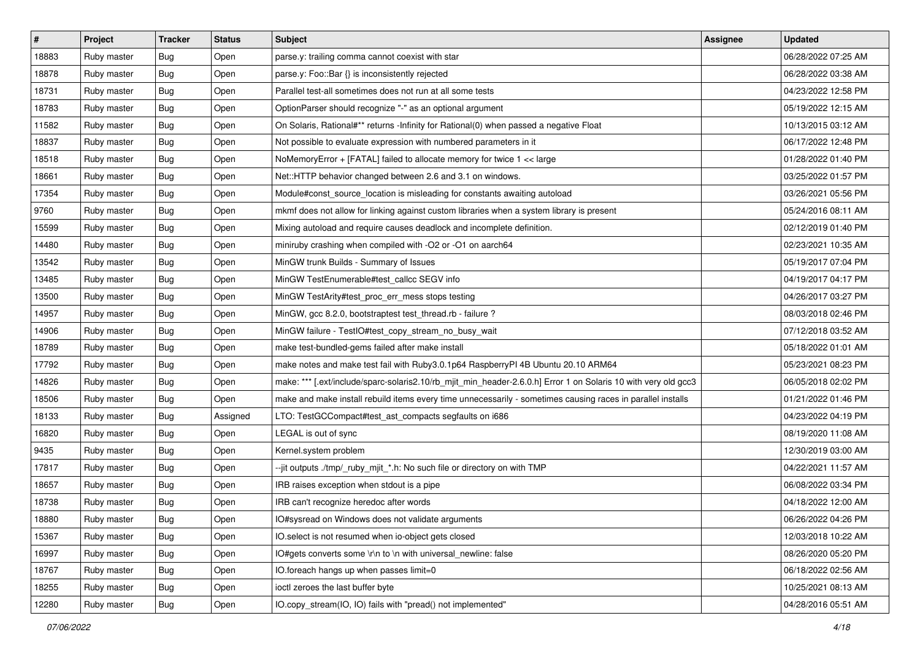| # | Project | Tracker | Status | Subject | Assignee | Updated |
|---|---|---|---|---|---|---|
| 18883 | Ruby master | Bug | Open | parse.y: trailing comma cannot coexist with star | | 06/28/2022 07:25 AM |
| 18878 | Ruby master | Bug | Open | parse.y: Foo::Bar {} is inconsistently rejected | | 06/28/2022 03:38 AM |
| 18731 | Ruby master | Bug | Open | Parallel test-all sometimes does not run at all some tests | | 04/23/2022 12:58 PM |
| 18783 | Ruby master | Bug | Open | OptionParser should recognize "-" as an optional argument | | 05/19/2022 12:15 AM |
| 11582 | Ruby master | Bug | Open | On Solaris, Rational#** returns -Infinity for Rational(0) when passed a negative Float | | 10/13/2015 03:12 AM |
| 18837 | Ruby master | Bug | Open | Not possible to evaluate expression with numbered parameters in it | | 06/17/2022 12:48 PM |
| 18518 | Ruby master | Bug | Open | NoMemoryError + [FATAL] failed to allocate memory for twice 1 << large | | 01/28/2022 01:40 PM |
| 18661 | Ruby master | Bug | Open | Net::HTTP behavior changed between 2.6 and 3.1 on windows. | | 03/25/2022 01:57 PM |
| 17354 | Ruby master | Bug | Open | Module#const_source_location is misleading for constants awaiting autoload | | 03/26/2021 05:56 PM |
| 9760 | Ruby master | Bug | Open | mkmf does not allow for linking against custom libraries when a system library is present | | 05/24/2016 08:11 AM |
| 15599 | Ruby master | Bug | Open | Mixing autoload and require causes deadlock and incomplete definition. | | 02/12/2019 01:40 PM |
| 14480 | Ruby master | Bug | Open | miniruby crashing when compiled with -O2 or -O1 on aarch64 | | 02/23/2021 10:35 AM |
| 13542 | Ruby master | Bug | Open | MinGW trunk Builds - Summary of Issues | | 05/19/2017 07:04 PM |
| 13485 | Ruby master | Bug | Open | MinGW TestEnumerable#test_callcc SEGV info | | 04/19/2017 04:17 PM |
| 13500 | Ruby master | Bug | Open | MinGW TestArity#test_proc_err_mess stops testing | | 04/26/2017 03:27 PM |
| 14957 | Ruby master | Bug | Open | MinGW, gcc 8.2.0, bootstraptest test_thread.rb - failure ? | | 08/03/2018 02:46 PM |
| 14906 | Ruby master | Bug | Open | MinGW failure - TestIO#test_copy_stream_no_busy_wait | | 07/12/2018 03:52 AM |
| 18789 | Ruby master | Bug | Open | make test-bundled-gems failed after make install | | 05/18/2022 01:01 AM |
| 17792 | Ruby master | Bug | Open | make notes and make test fail with Ruby3.0.1p64 RaspberryPI 4B Ubuntu 20.10 ARM64 | | 05/23/2021 08:23 PM |
| 14826 | Ruby master | Bug | Open | make: *** [.ext/include/sparc-solaris2.10/rb_mjit_min_header-2.6.0.h] Error 1 on Solaris 10 with very old gcc3 | | 06/05/2018 02:02 PM |
| 18506 | Ruby master | Bug | Open | make and make install rebuild items every time unnecessarily - sometimes causing races in parallel installs | | 01/21/2022 01:46 PM |
| 18133 | Ruby master | Bug | Assigned | LTO: TestGCCompact#test_ast_compacts segfaults on i686 | | 04/23/2022 04:19 PM |
| 16820 | Ruby master | Bug | Open | LEGAL is out of sync | | 08/19/2020 11:08 AM |
| 9435 | Ruby master | Bug | Open | Kernel.system problem | | 12/30/2019 03:00 AM |
| 17817 | Ruby master | Bug | Open | --jit outputs ./tmp/_ruby_mjit_*.h: No such file or directory on with TMP | | 04/22/2021 11:57 AM |
| 18657 | Ruby master | Bug | Open | IRB raises exception when stdout is a pipe | | 06/08/2022 03:34 PM |
| 18738 | Ruby master | Bug | Open | IRB can't recognize heredoc after words | | 04/18/2022 12:00 AM |
| 18880 | Ruby master | Bug | Open | IO#sysread on Windows does not validate arguments | | 06/26/2022 04:26 PM |
| 15367 | Ruby master | Bug | Open | IO.select is not resumed when io-object gets closed | | 12/03/2018 10:22 AM |
| 16997 | Ruby master | Bug | Open | IO#gets converts some \r\n to \n with universal_newline: false | | 08/26/2020 05:20 PM |
| 18767 | Ruby master | Bug | Open | IO.foreach hangs up when passes limit=0 | | 06/18/2022 02:56 AM |
| 18255 | Ruby master | Bug | Open | ioctl zeroes the last buffer byte | | 10/25/2021 08:13 AM |
| 12280 | Ruby master | Bug | Open | IO.copy_stream(IO, IO) fails with "pread() not implemented" | | 04/28/2016 05:51 AM |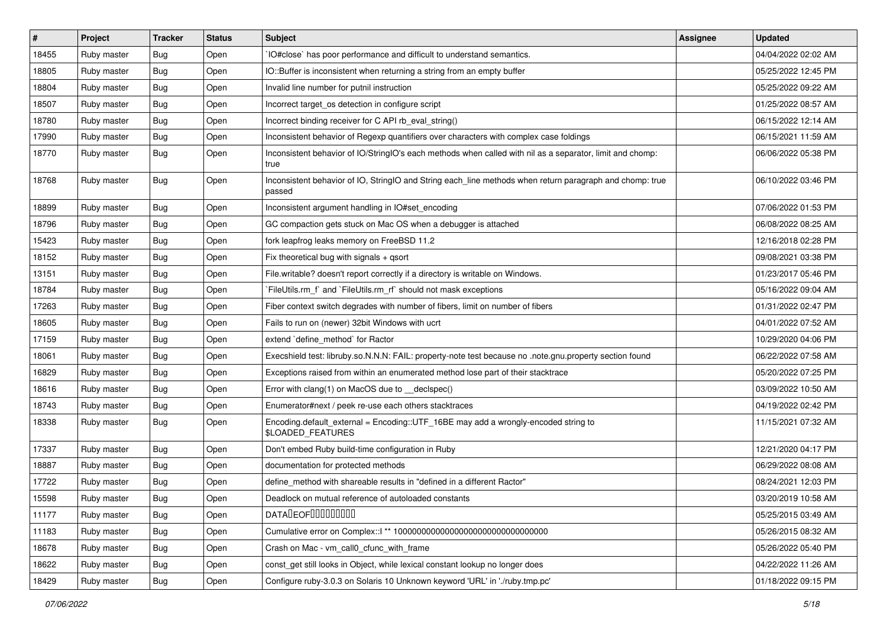| # | Project | Tracker | Status | Subject | Assignee | Updated |
|---|---|---|---|---|---|---|
| 18455 | Ruby master | Bug | Open | `IO#close` has poor performance and difficult to understand semantics. | | 04/04/2022 02:02 AM |
| 18805 | Ruby master | Bug | Open | IO::Buffer is inconsistent when returning a string from an empty buffer | | 05/25/2022 12:45 PM |
| 18804 | Ruby master | Bug | Open | Invalid line number for putnil instruction | | 05/25/2022 09:22 AM |
| 18507 | Ruby master | Bug | Open | Incorrect target_os detection in configure script | | 01/25/2022 08:57 AM |
| 18780 | Ruby master | Bug | Open | Incorrect binding receiver for C API rb_eval_string() | | 06/15/2022 12:14 AM |
| 17990 | Ruby master | Bug | Open | Inconsistent behavior of Regexp quantifiers over characters with complex case foldings | | 06/15/2021 11:59 AM |
| 18770 | Ruby master | Bug | Open | Inconsistent behavior of IO/StringIO's each methods when called with nil as a separator, limit and chomp: true | | 06/06/2022 05:38 PM |
| 18768 | Ruby master | Bug | Open | Inconsistent behavior of IO, StringIO and String each_line methods when return paragraph and chomp: true passed | | 06/10/2022 03:46 PM |
| 18899 | Ruby master | Bug | Open | Inconsistent argument handling in IO#set_encoding | | 07/06/2022 01:53 PM |
| 18796 | Ruby master | Bug | Open | GC compaction gets stuck on Mac OS when a debugger is attached | | 06/08/2022 08:25 AM |
| 15423 | Ruby master | Bug | Open | fork leapfrog leaks memory on FreeBSD 11.2 | | 12/16/2018 02:28 PM |
| 18152 | Ruby master | Bug | Open | Fix theoretical bug with signals + qsort | | 09/08/2021 03:38 PM |
| 13151 | Ruby master | Bug | Open | File.writable? doesn't report correctly if a directory is writable on Windows. | | 01/23/2017 05:46 PM |
| 18784 | Ruby master | Bug | Open | `FileUtils.rm_f` and `FileUtils.rm_rf` should not mask exceptions | | 05/16/2022 09:04 AM |
| 17263 | Ruby master | Bug | Open | Fiber context switch degrades with number of fibers, limit on number of fibers | | 01/31/2022 02:47 PM |
| 18605 | Ruby master | Bug | Open | Fails to run on (newer) 32bit Windows with ucrt | | 04/01/2022 07:52 AM |
| 17159 | Ruby master | Bug | Open | extend `define_method` for Ractor | | 10/29/2020 04:06 PM |
| 18061 | Ruby master | Bug | Open | Execshield test: libruby.so.N.N.N: FAIL: property-note test because no .note.gnu.property section found | | 06/22/2022 07:58 AM |
| 16829 | Ruby master | Bug | Open | Exceptions raised from within an enumerated method lose part of their stacktrace | | 05/20/2022 07:25 PM |
| 18616 | Ruby master | Bug | Open | Error with clang(1) on MacOS due to __declspec() | | 03/09/2022 10:50 AM |
| 18743 | Ruby master | Bug | Open | Enumerator#next / peek re-use each others stacktraces | | 04/19/2022 02:42 PM |
| 18338 | Ruby master | Bug | Open | Encoding.default_external = Encoding::UTF_16BE may add a wrongly-encoded string to $LOADED_FEATURES | | 11/15/2021 07:32 AM |
| 17337 | Ruby master | Bug | Open | Don't embed Ruby build-time configuration in Ruby | | 12/21/2020 04:17 PM |
| 18887 | Ruby master | Bug | Open | documentation for protected methods | | 06/29/2022 08:08 AM |
| 17722 | Ruby master | Bug | Open | define_method with shareable results in "defined in a different Ractor" | | 08/24/2021 12:03 PM |
| 15598 | Ruby master | Bug | Open | Deadlock on mutual reference of autoloaded constants | | 03/20/2019 10:58 AM |
| 11177 | Ruby master | Bug | Open | DATA�EOF���������� | | 05/25/2015 03:49 AM |
| 11183 | Ruby master | Bug | Open | Cumulative error on Complex::I ** 100000000000000000000000000000000 | | 05/26/2015 08:32 AM |
| 18678 | Ruby master | Bug | Open | Crash on Mac - vm_call0_cfunc_with_frame | | 05/26/2022 05:40 PM |
| 18622 | Ruby master | Bug | Open | const_get still looks in Object, while lexical constant lookup no longer does | | 04/22/2022 11:26 AM |
| 18429 | Ruby master | Bug | Open | Configure ruby-3.0.3 on Solaris 10 Unknown keyword 'URL' in './ruby.tmp.pc' | | 01/18/2022 09:15 PM |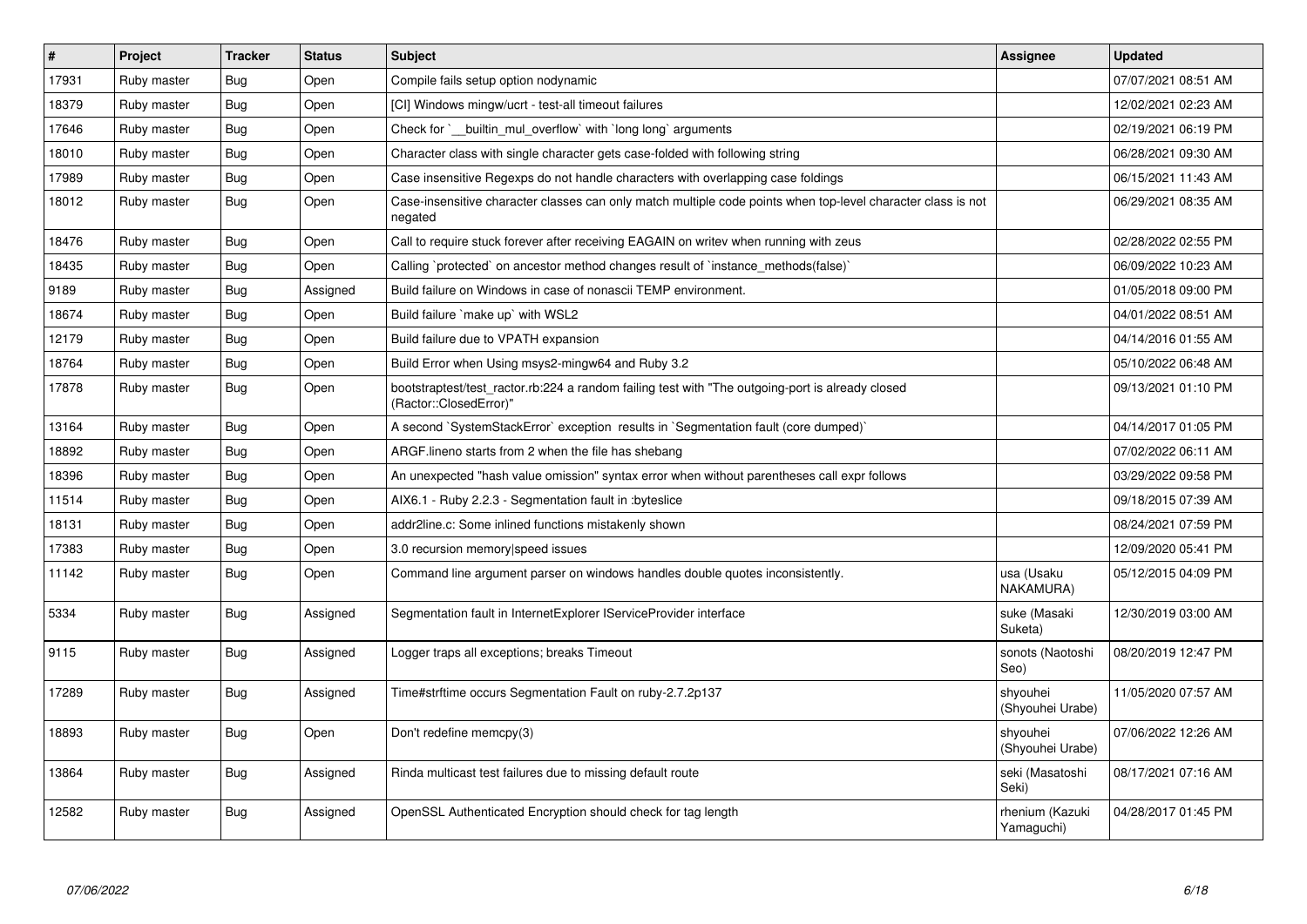| # | Project | Tracker | Status | Subject | Assignee | Updated |
|---|---|---|---|---|---|---|
| 17931 | Ruby master | Bug | Open | Compile fails setup option nodynamic | | 07/07/2021 08:51 AM |
| 18379 | Ruby master | Bug | Open | [CI] Windows mingw/ucrt - test-all timeout failures | | 12/02/2021 02:23 AM |
| 17646 | Ruby master | Bug | Open | Check for `__builtin_mul_overflow` with `long long` arguments | | 02/19/2021 06:19 PM |
| 18010 | Ruby master | Bug | Open | Character class with single character gets case-folded with following string | | 06/28/2021 09:30 AM |
| 17989 | Ruby master | Bug | Open | Case insensitive Regexps do not handle characters with overlapping case foldings | | 06/15/2021 11:43 AM |
| 18012 | Ruby master | Bug | Open | Case-insensitive character classes can only match multiple code points when top-level character class is not negated | | 06/29/2021 08:35 AM |
| 18476 | Ruby master | Bug | Open | Call to require stuck forever after receiving EAGAIN on writev when running with zeus | | 02/28/2022 02:55 PM |
| 18435 | Ruby master | Bug | Open | Calling `protected` on ancestor method changes result of `instance_methods(false)` | | 06/09/2022 10:23 AM |
| 9189 | Ruby master | Bug | Assigned | Build failure on Windows in case of nonascii TEMP environment. | | 01/05/2018 09:00 PM |
| 18674 | Ruby master | Bug | Open | Build failure `make up` with WSL2 | | 04/01/2022 08:51 AM |
| 12179 | Ruby master | Bug | Open | Build failure due to VPATH expansion | | 04/14/2016 01:55 AM |
| 18764 | Ruby master | Bug | Open | Build Error when Using msys2-mingw64 and Ruby 3.2 | | 05/10/2022 06:48 AM |
| 17878 | Ruby master | Bug | Open | bootstraptest/test_ractor.rb:224 a random failing test with "The outgoing-port is already closed (Ractor::ClosedError)" | | 09/13/2021 01:10 PM |
| 13164 | Ruby master | Bug | Open | A second `SystemStackError` exception results in `Segmentation fault (core dumped)` | | 04/14/2017 01:05 PM |
| 18892 | Ruby master | Bug | Open | ARGF.lineno starts from 2 when the file has shebang | | 07/02/2022 06:11 AM |
| 18396 | Ruby master | Bug | Open | An unexpected "hash value omission" syntax error when without parentheses call expr follows | | 03/29/2022 09:58 PM |
| 11514 | Ruby master | Bug | Open | AIX6.1 - Ruby 2.2.3 - Segmentation fault in :byteslice | | 09/18/2015 07:39 AM |
| 18131 | Ruby master | Bug | Open | addr2line.c: Some inlined functions mistakenly shown | | 08/24/2021 07:59 PM |
| 17383 | Ruby master | Bug | Open | 3.0 recursion memory\|speed issues | | 12/09/2020 05:41 PM |
| 11142 | Ruby master | Bug | Open | Command line argument parser on windows handles double quotes inconsistently. | usa (Usaku NAKAMURA) | 05/12/2015 04:09 PM |
| 5334 | Ruby master | Bug | Assigned | Segmentation fault in InternetExplorer IServiceProvider interface | suke (Masaki Suketa) | 12/30/2019 03:00 AM |
| 9115 | Ruby master | Bug | Assigned | Logger traps all exceptions; breaks Timeout | sonots (Naotoshi Seo) | 08/20/2019 12:47 PM |
| 17289 | Ruby master | Bug | Assigned | Time#strftime occurs Segmentation Fault on ruby-2.7.2p137 | shyouhei (Shyouhei Urabe) | 11/05/2020 07:57 AM |
| 18893 | Ruby master | Bug | Open | Don't redefine memcpy(3) | shyouhei (Shyouhei Urabe) | 07/06/2022 12:26 AM |
| 13864 | Ruby master | Bug | Assigned | Rinda multicast test failures due to missing default route | seki (Masatoshi Seki) | 08/17/2021 07:16 AM |
| 12582 | Ruby master | Bug | Assigned | OpenSSL Authenticated Encryption should check for tag length | rhenium (Kazuki Yamaguchi) | 04/28/2017 01:45 PM |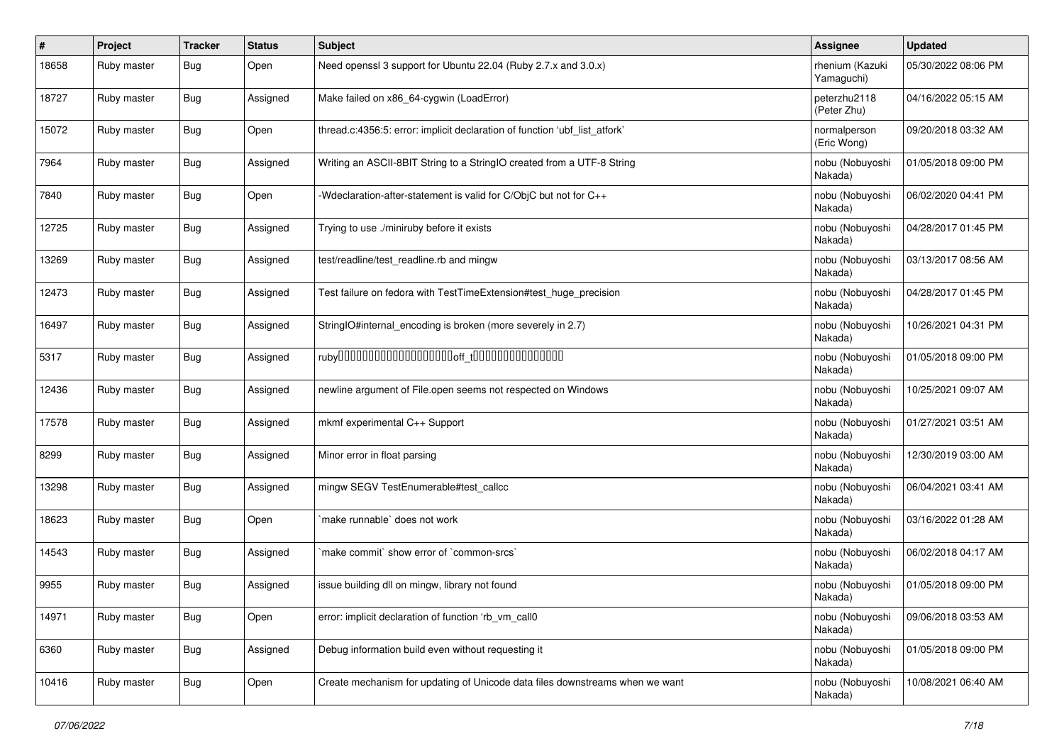| # | Project | Tracker | Status | Subject | Assignee | Updated |
| --- | --- | --- | --- | --- | --- | --- |
| 18658 | Ruby master | Bug | Open | Need openssl 3 support for Ubuntu 22.04 (Ruby 2.7.x and 3.0.x) | rhenium (Kazuki Yamaguchi) | 05/30/2022 08:06 PM |
| 18727 | Ruby master | Bug | Assigned | Make failed on x86_64-cygwin (LoadError) | peterzhu2118 (Peter Zhu) | 04/16/2022 05:15 AM |
| 15072 | Ruby master | Bug | Open | thread.c:4356:5: error: implicit declaration of function 'ubf_list_atfork' | normalperson (Eric Wong) | 09/20/2018 03:32 AM |
| 7964 | Ruby master | Bug | Assigned | Writing an ASCII-8BIT String to a StringIO created from a UTF-8 String | nobu (Nobuyoshi Nakada) | 01/05/2018 09:00 PM |
| 7840 | Ruby master | Bug | Open | -Wdeclaration-after-statement is valid for C/ObjC but not for C++ | nobu (Nobuyoshi Nakada) | 06/02/2020 04:41 PM |
| 12725 | Ruby master | Bug | Assigned | Trying to use ./miniruby before it exists | nobu (Nobuyoshi Nakada) | 04/28/2017 01:45 PM |
| 13269 | Ruby master | Bug | Assigned | test/readline/test_readline.rb and mingw | nobu (Nobuyoshi Nakada) | 03/13/2017 08:56 AM |
| 12473 | Ruby master | Bug | Assigned | Test failure on fedora with TestTimeExtension#test_huge_precision | nobu (Nobuyoshi Nakada) | 04/28/2017 01:45 PM |
| 16497 | Ruby master | Bug | Assigned | StringIO#internal_encoding is broken (more severely in 2.7) | nobu (Nobuyoshi Nakada) | 10/26/2021 04:31 PM |
| 5317 | Ruby master | Bug | Assigned | ruby□□□□□□□□□□□□□□□□□□□□off_t□□□□□□□□□□□□□□□□ | nobu (Nobuyoshi Nakada) | 01/05/2018 09:00 PM |
| 12436 | Ruby master | Bug | Assigned | newline argument of File.open seems not respected on Windows | nobu (Nobuyoshi Nakada) | 10/25/2021 09:07 AM |
| 17578 | Ruby master | Bug | Assigned | mkmf experimental C++ Support | nobu (Nobuyoshi Nakada) | 01/27/2021 03:51 AM |
| 8299 | Ruby master | Bug | Assigned | Minor error in float parsing | nobu (Nobuyoshi Nakada) | 12/30/2019 03:00 AM |
| 13298 | Ruby master | Bug | Assigned | mingw SEGV TestEnumerable#test_callcc | nobu (Nobuyoshi Nakada) | 06/04/2021 03:41 AM |
| 18623 | Ruby master | Bug | Open | `make runnable` does not work | nobu (Nobuyoshi Nakada) | 03/16/2022 01:28 AM |
| 14543 | Ruby master | Bug | Assigned | `make commit` show error of `common-srcs` | nobu (Nobuyoshi Nakada) | 06/02/2018 04:17 AM |
| 9955 | Ruby master | Bug | Assigned | issue building dll on mingw, library not found | nobu (Nobuyoshi Nakada) | 01/05/2018 09:00 PM |
| 14971 | Ruby master | Bug | Open | error: implicit declaration of function 'rb_vm_call0 | nobu (Nobuyoshi Nakada) | 09/06/2018 03:53 AM |
| 6360 | Ruby master | Bug | Assigned | Debug information build even without requesting it | nobu (Nobuyoshi Nakada) | 01/05/2018 09:00 PM |
| 10416 | Ruby master | Bug | Open | Create mechanism for updating of Unicode data files downstreams when we want | nobu (Nobuyoshi Nakada) | 10/08/2021 06:40 AM |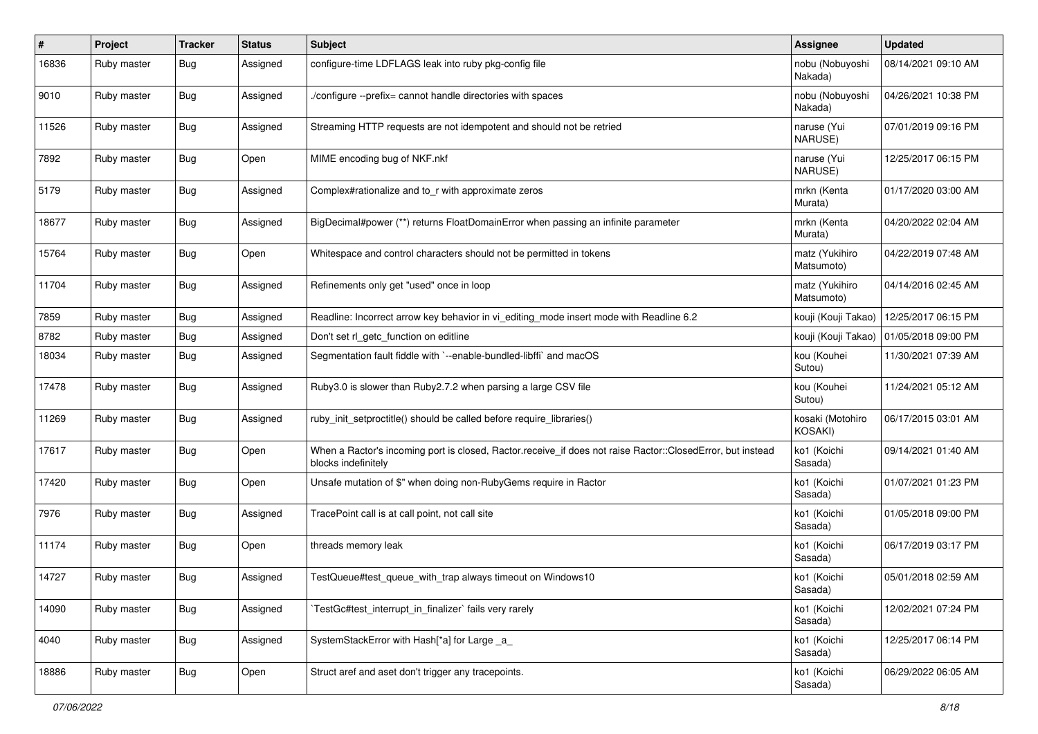| # | Project | Tracker | Status | Subject | Assignee | Updated |
|---|---|---|---|---|---|---|
| 16836 | Ruby master | Bug | Assigned | configure-time LDFLAGS leak into ruby pkg-config file | nobu (Nobuyoshi Nakada) | 08/14/2021 09:10 AM |
| 9010 | Ruby master | Bug | Assigned | ./configure --prefix= cannot handle directories with spaces | nobu (Nobuyoshi Nakada) | 04/26/2021 10:38 PM |
| 11526 | Ruby master | Bug | Assigned | Streaming HTTP requests are not idempotent and should not be retried | naruse (Yui NARUSE) | 07/01/2019 09:16 PM |
| 7892 | Ruby master | Bug | Open | MIME encoding bug of NKF.nkf | naruse (Yui NARUSE) | 12/25/2017 06:15 PM |
| 5179 | Ruby master | Bug | Assigned | Complex#rationalize and to_r with approximate zeros | mrkn (Kenta Murata) | 01/17/2020 03:00 AM |
| 18677 | Ruby master | Bug | Assigned | BigDecimal#power (**) returns FloatDomainError when passing an infinite parameter | mrkn (Kenta Murata) | 04/20/2022 02:04 AM |
| 15764 | Ruby master | Bug | Open | Whitespace and control characters should not be permitted in tokens | matz (Yukihiro Matsumoto) | 04/22/2019 07:48 AM |
| 11704 | Ruby master | Bug | Assigned | Refinements only get "used" once in loop | matz (Yukihiro Matsumoto) | 04/14/2016 02:45 AM |
| 7859 | Ruby master | Bug | Assigned | Readline: Incorrect arrow key behavior in vi_editing_mode insert mode with Readline 6.2 | kouji (Kouji Takao) | 12/25/2017 06:15 PM |
| 8782 | Ruby master | Bug | Assigned | Don't set rl_getc_function on editline | kouji (Kouji Takao) | 01/05/2018 09:00 PM |
| 18034 | Ruby master | Bug | Assigned | Segmentation fault fiddle with `--enable-bundled-libffi` and macOS | kou (Kouhei Sutou) | 11/30/2021 07:39 AM |
| 17478 | Ruby master | Bug | Assigned | Ruby3.0 is slower than Ruby2.7.2 when parsing a large CSV file | kou (Kouhei Sutou) | 11/24/2021 05:12 AM |
| 11269 | Ruby master | Bug | Assigned | ruby_init_setproctitle() should be called before require_libraries() | kosaki (Motohiro KOSAKI) | 06/17/2015 03:01 AM |
| 17617 | Ruby master | Bug | Open | When a Ractor's incoming port is closed, Ractor.receive_if does not raise Ractor::ClosedError, but instead blocks indefinitely | ko1 (Koichi Sasada) | 09/14/2021 01:40 AM |
| 17420 | Ruby master | Bug | Open | Unsafe mutation of $" when doing non-RubyGems require in Ractor | ko1 (Koichi Sasada) | 01/07/2021 01:23 PM |
| 7976 | Ruby master | Bug | Assigned | TracePoint call is at call point, not call site | ko1 (Koichi Sasada) | 01/05/2018 09:00 PM |
| 11174 | Ruby master | Bug | Open | threads memory leak | ko1 (Koichi Sasada) | 06/17/2019 03:17 PM |
| 14727 | Ruby master | Bug | Assigned | TestQueue#test_queue_with_trap always timeout on Windows10 | ko1 (Koichi Sasada) | 05/01/2018 02:59 AM |
| 14090 | Ruby master | Bug | Assigned | `TestGc#test_interrupt_in_finalizer` fails very rarely | ko1 (Koichi Sasada) | 12/02/2021 07:24 PM |
| 4040 | Ruby master | Bug | Assigned | SystemStackError with Hash[*a] for Large _a_ | ko1 (Koichi Sasada) | 12/25/2017 06:14 PM |
| 18886 | Ruby master | Bug | Open | Struct aref and aset don't trigger any tracepoints. | ko1 (Koichi Sasada) | 06/29/2022 06:05 AM |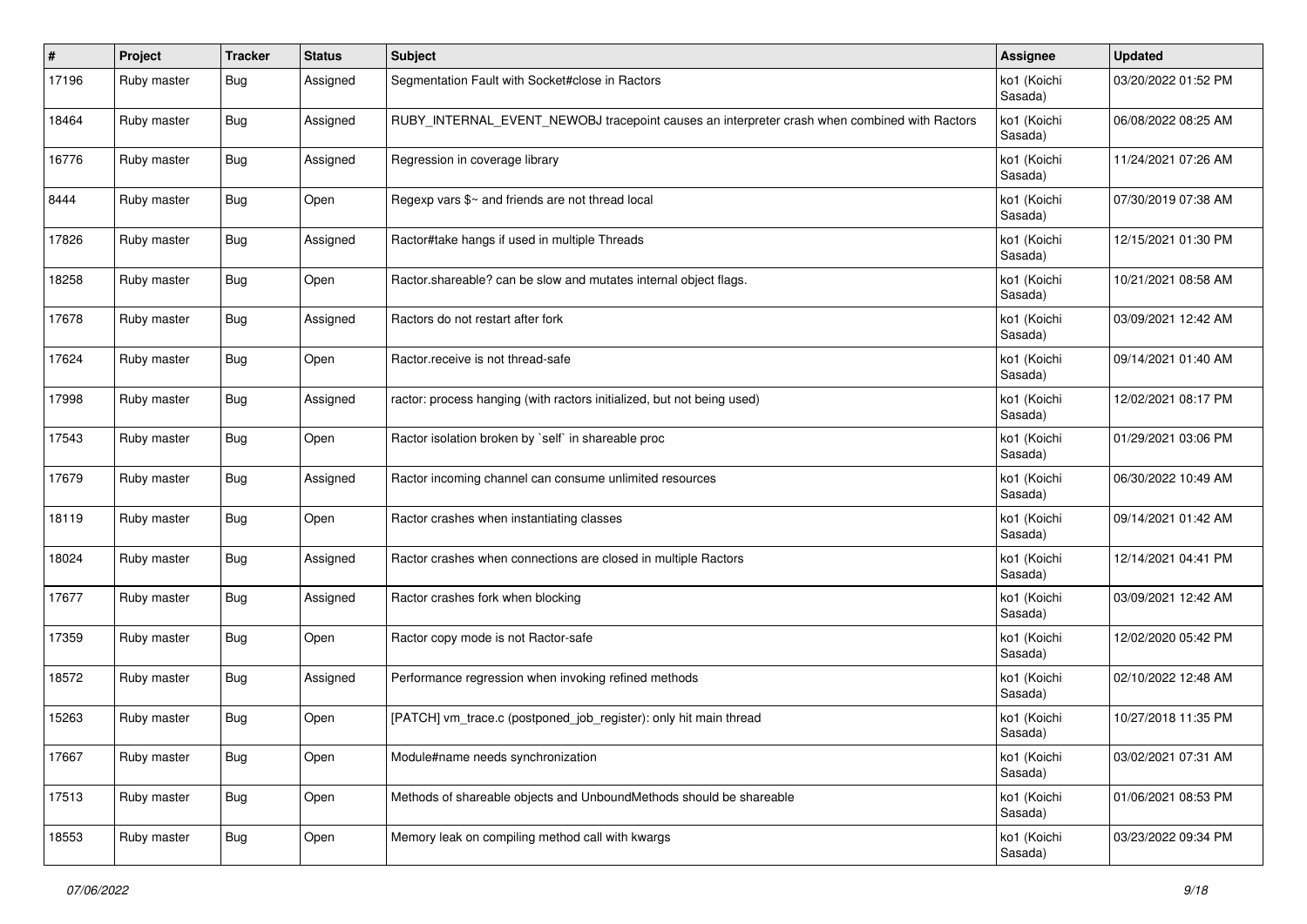| # | Project | Tracker | Status | Subject | Assignee | Updated |
|---|---|---|---|---|---|---|
| 17196 | Ruby master | Bug | Assigned | Segmentation Fault with Socket#close in Ractors | ko1 (Koichi Sasada) | 03/20/2022 01:52 PM |
| 18464 | Ruby master | Bug | Assigned | RUBY_INTERNAL_EVENT_NEWOBJ tracepoint causes an interpreter crash when combined with Ractors | ko1 (Koichi Sasada) | 06/08/2022 08:25 AM |
| 16776 | Ruby master | Bug | Assigned | Regression in coverage library | ko1 (Koichi Sasada) | 11/24/2021 07:26 AM |
| 8444 | Ruby master | Bug | Open | Regexp vars $~ and friends are not thread local | ko1 (Koichi Sasada) | 07/30/2019 07:38 AM |
| 17826 | Ruby master | Bug | Assigned | Ractor#take hangs if used in multiple Threads | ko1 (Koichi Sasada) | 12/15/2021 01:30 PM |
| 18258 | Ruby master | Bug | Open | Ractor.shareable? can be slow and mutates internal object flags. | ko1 (Koichi Sasada) | 10/21/2021 08:58 AM |
| 17678 | Ruby master | Bug | Assigned | Ractors do not restart after fork | ko1 (Koichi Sasada) | 03/09/2021 12:42 AM |
| 17624 | Ruby master | Bug | Open | Ractor.receive is not thread-safe | ko1 (Koichi Sasada) | 09/14/2021 01:40 AM |
| 17998 | Ruby master | Bug | Assigned | ractor: process hanging (with ractors initialized, but not being used) | ko1 (Koichi Sasada) | 12/02/2021 08:17 PM |
| 17543 | Ruby master | Bug | Open | Ractor isolation broken by `self` in shareable proc | ko1 (Koichi Sasada) | 01/29/2021 03:06 PM |
| 17679 | Ruby master | Bug | Assigned | Ractor incoming channel can consume unlimited resources | ko1 (Koichi Sasada) | 06/30/2022 10:49 AM |
| 18119 | Ruby master | Bug | Open | Ractor crashes when instantiating classes | ko1 (Koichi Sasada) | 09/14/2021 01:42 AM |
| 18024 | Ruby master | Bug | Assigned | Ractor crashes when connections are closed in multiple Ractors | ko1 (Koichi Sasada) | 12/14/2021 04:41 PM |
| 17677 | Ruby master | Bug | Assigned | Ractor crashes fork when blocking | ko1 (Koichi Sasada) | 03/09/2021 12:42 AM |
| 17359 | Ruby master | Bug | Open | Ractor copy mode is not Ractor-safe | ko1 (Koichi Sasada) | 12/02/2020 05:42 PM |
| 18572 | Ruby master | Bug | Assigned | Performance regression when invoking refined methods | ko1 (Koichi Sasada) | 02/10/2022 12:48 AM |
| 15263 | Ruby master | Bug | Open | [PATCH] vm_trace.c (postponed_job_register): only hit main thread | ko1 (Koichi Sasada) | 10/27/2018 11:35 PM |
| 17667 | Ruby master | Bug | Open | Module#name needs synchronization | ko1 (Koichi Sasada) | 03/02/2021 07:31 AM |
| 17513 | Ruby master | Bug | Open | Methods of shareable objects and UnboundMethods should be shareable | ko1 (Koichi Sasada) | 01/06/2021 08:53 PM |
| 18553 | Ruby master | Bug | Open | Memory leak on compiling method call with kwargs | ko1 (Koichi Sasada) | 03/23/2022 09:34 PM |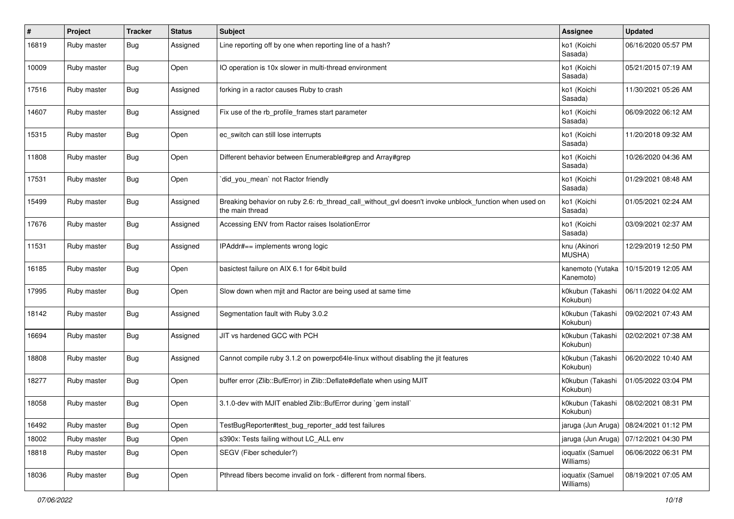| # | Project | Tracker | Status | Subject | Assignee | Updated |
|---|---|---|---|---|---|---|
| 16819 | Ruby master | Bug | Assigned | Line reporting off by one when reporting line of a hash? | ko1 (Koichi Sasada) | 06/16/2020 05:57 PM |
| 10009 | Ruby master | Bug | Open | IO operation is 10x slower in multi-thread environment | ko1 (Koichi Sasada) | 05/21/2015 07:19 AM |
| 17516 | Ruby master | Bug | Assigned | forking in a ractor causes Ruby to crash | ko1 (Koichi Sasada) | 11/30/2021 05:26 AM |
| 14607 | Ruby master | Bug | Assigned | Fix use of the rb_profile_frames start parameter | ko1 (Koichi Sasada) | 06/09/2022 06:12 AM |
| 15315 | Ruby master | Bug | Open | ec_switch can still lose interrupts | ko1 (Koichi Sasada) | 11/20/2018 09:32 AM |
| 11808 | Ruby master | Bug | Open | Different behavior between Enumerable#grep and Array#grep | ko1 (Koichi Sasada) | 10/26/2020 04:36 AM |
| 17531 | Ruby master | Bug | Open | `did_you_mean` not Ractor friendly | ko1 (Koichi Sasada) | 01/29/2021 08:48 AM |
| 15499 | Ruby master | Bug | Assigned | Breaking behavior on ruby 2.6: rb_thread_call_without_gvl doesn't invoke unblock_function when used on the main thread | ko1 (Koichi Sasada) | 01/05/2021 02:24 AM |
| 17676 | Ruby master | Bug | Assigned | Accessing ENV from Ractor raises IsolationError | ko1 (Koichi Sasada) | 03/09/2021 02:37 AM |
| 11531 | Ruby master | Bug | Assigned | IPAddr#== implements wrong logic | knu (Akinori MUSHA) | 12/29/2019 12:50 PM |
| 16185 | Ruby master | Bug | Open | basictest failure on AIX 6.1 for 64bit build | kanemoto (Yutaka Kanemoto) | 10/15/2019 12:05 AM |
| 17995 | Ruby master | Bug | Open | Slow down when mjit and Ractor are being used at same time | k0kubun (Takashi Kokubun) | 06/11/2022 04:02 AM |
| 18142 | Ruby master | Bug | Assigned | Segmentation fault with Ruby 3.0.2 | k0kubun (Takashi Kokubun) | 09/02/2021 07:43 AM |
| 16694 | Ruby master | Bug | Assigned | JIT vs hardened GCC with PCH | k0kubun (Takashi Kokubun) | 02/02/2021 07:38 AM |
| 18808 | Ruby master | Bug | Assigned | Cannot compile ruby 3.1.2 on powerpc64le-linux without disabling the jit features | k0kubun (Takashi Kokubun) | 06/20/2022 10:40 AM |
| 18277 | Ruby master | Bug | Open | buffer error (Zlib::BufError) in Zlib::Deflate#deflate when using MJIT | k0kubun (Takashi Kokubun) | 01/05/2022 03:04 PM |
| 18058 | Ruby master | Bug | Open | 3.1.0-dev with MJIT enabled Zlib::BufError during `gem install` | k0kubun (Takashi Kokubun) | 08/02/2021 08:31 PM |
| 16492 | Ruby master | Bug | Open | TestBugReporter#test_bug_reporter_add test failures | jaruga (Jun Aruga) | 08/24/2021 01:12 PM |
| 18002 | Ruby master | Bug | Open | s390x: Tests failing without LC_ALL env | jaruga (Jun Aruga) | 07/12/2021 04:30 PM |
| 18818 | Ruby master | Bug | Open | SEGV (Fiber scheduler?) | ioquatix (Samuel Williams) | 06/06/2022 06:31 PM |
| 18036 | Ruby master | Bug | Open | Pthread fibers become invalid on fork - different from normal fibers. | ioquatix (Samuel Williams) | 08/19/2021 07:05 AM |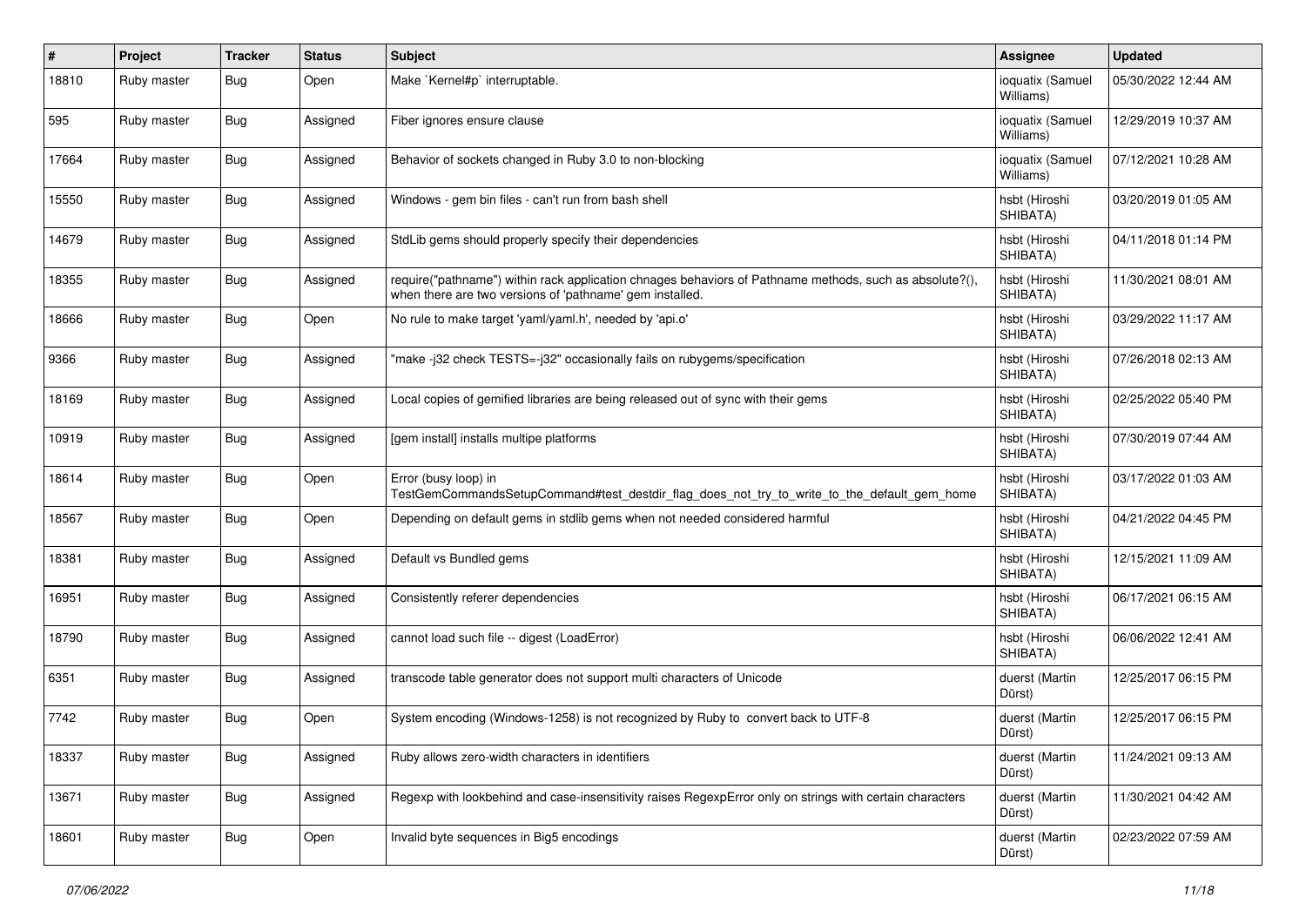| # | Project | Tracker | Status | Subject | Assignee | Updated |
|---|---|---|---|---|---|---|
| 18810 | Ruby master | Bug | Open | Make `Kernel#p` interruptable. | ioquatix (Samuel Williams) | 05/30/2022 12:44 AM |
| 595 | Ruby master | Bug | Assigned | Fiber ignores ensure clause | ioquatix (Samuel Williams) | 12/29/2019 10:37 AM |
| 17664 | Ruby master | Bug | Assigned | Behavior of sockets changed in Ruby 3.0 to non-blocking | ioquatix (Samuel Williams) | 07/12/2021 10:28 AM |
| 15550 | Ruby master | Bug | Assigned | Windows - gem bin files - can't run from bash shell | hsbt (Hiroshi SHIBATA) | 03/20/2019 01:05 AM |
| 14679 | Ruby master | Bug | Assigned | StdLib gems should properly specify their dependencies | hsbt (Hiroshi SHIBATA) | 04/11/2018 01:14 PM |
| 18355 | Ruby master | Bug | Assigned | require("pathname") within rack application chnages behaviors of Pathname methods, such as absolute?(), when there are two versions of 'pathname' gem installed. | hsbt (Hiroshi SHIBATA) | 11/30/2021 08:01 AM |
| 18666 | Ruby master | Bug | Open | No rule to make target 'yaml/yaml.h', needed by 'api.o' | hsbt (Hiroshi SHIBATA) | 03/29/2022 11:17 AM |
| 9366 | Ruby master | Bug | Assigned | "make -j32 check TESTS=-j32" occasionally fails on rubygems/specification | hsbt (Hiroshi SHIBATA) | 07/26/2018 02:13 AM |
| 18169 | Ruby master | Bug | Assigned | Local copies of gemified libraries are being released out of sync with their gems | hsbt (Hiroshi SHIBATA) | 02/25/2022 05:40 PM |
| 10919 | Ruby master | Bug | Assigned | [gem install] installs multipe platforms | hsbt (Hiroshi SHIBATA) | 07/30/2019 07:44 AM |
| 18614 | Ruby master | Bug | Open | Error (busy loop) in TestGemCommandsSetupCommand#test_destdir_flag_does_not_try_to_write_to_the_default_gem_home | hsbt (Hiroshi SHIBATA) | 03/17/2022 01:03 AM |
| 18567 | Ruby master | Bug | Open | Depending on default gems in stdlib gems when not needed considered harmful | hsbt (Hiroshi SHIBATA) | 04/21/2022 04:45 PM |
| 18381 | Ruby master | Bug | Assigned | Default vs Bundled gems | hsbt (Hiroshi SHIBATA) | 12/15/2021 11:09 AM |
| 16951 | Ruby master | Bug | Assigned | Consistently referer dependencies | hsbt (Hiroshi SHIBATA) | 06/17/2021 06:15 AM |
| 18790 | Ruby master | Bug | Assigned | cannot load such file -- digest (LoadError) | hsbt (Hiroshi SHIBATA) | 06/06/2022 12:41 AM |
| 6351 | Ruby master | Bug | Assigned | transcode table generator does not support multi characters of Unicode | duerst (Martin Dürst) | 12/25/2017 06:15 PM |
| 7742 | Ruby master | Bug | Open | System encoding (Windows-1258) is not recognized by Ruby to convert back to UTF-8 | duerst (Martin Dürst) | 12/25/2017 06:15 PM |
| 18337 | Ruby master | Bug | Assigned | Ruby allows zero-width characters in identifiers | duerst (Martin Dürst) | 11/24/2021 09:13 AM |
| 13671 | Ruby master | Bug | Assigned | Regexp with lookbehind and case-insensitivity raises RegexpError only on strings with certain characters | duerst (Martin Dürst) | 11/30/2021 04:42 AM |
| 18601 | Ruby master | Bug | Open | Invalid byte sequences in Big5 encodings | duerst (Martin Dürst) | 02/23/2022 07:59 AM |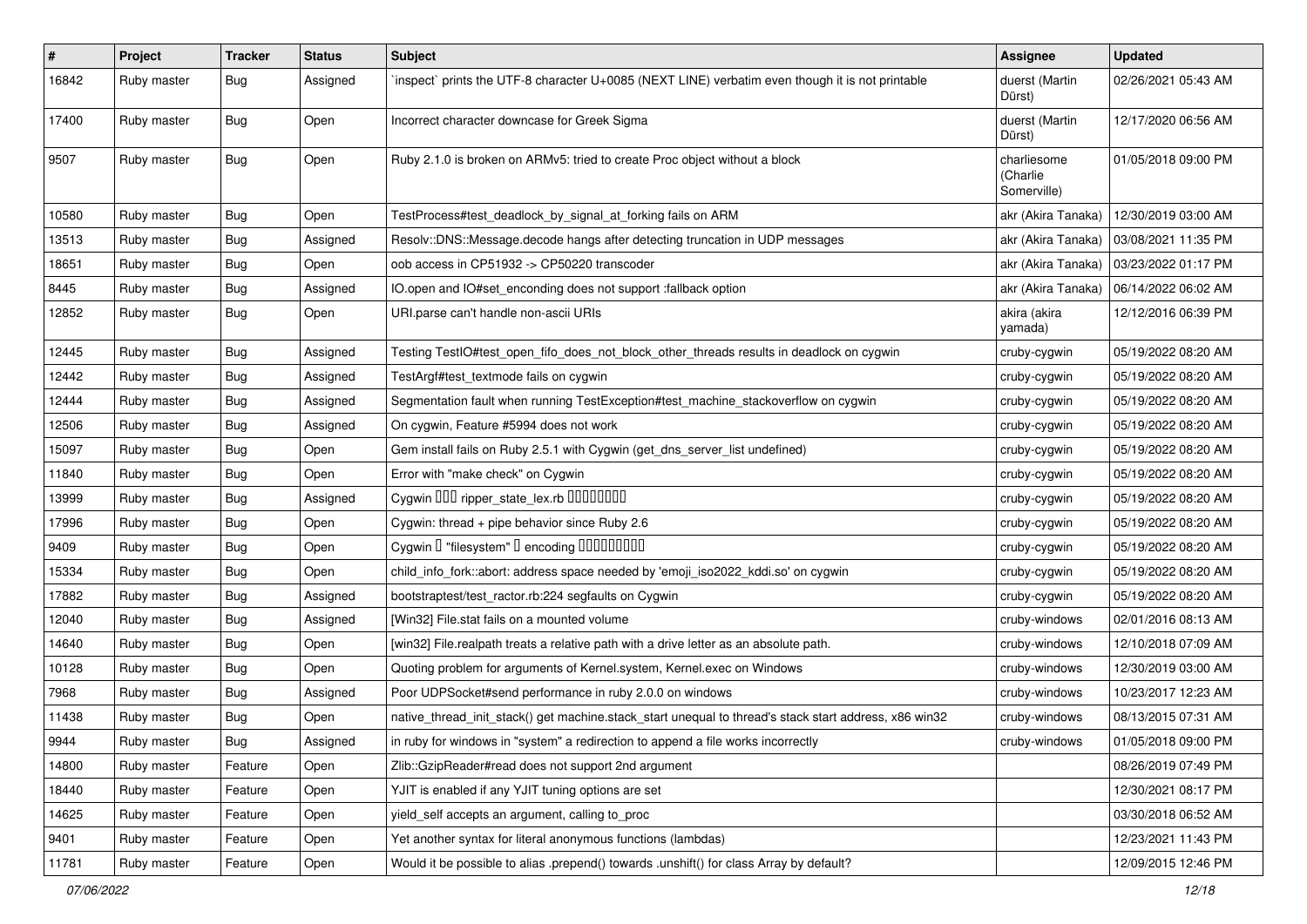| # | Project | Tracker | Status | Subject | Assignee | Updated |
|---|---|---|---|---|---|---|
| 16842 | Ruby master | Bug | Assigned | `inspect` prints the UTF-8 character U+0085 (NEXT LINE) verbatim even though it is not printable | duerst (Martin Dürst) | 02/26/2021 05:43 AM |
| 17400 | Ruby master | Bug | Open | Incorrect character downcase for Greek Sigma | duerst (Martin Dürst) | 12/17/2020 06:56 AM |
| 9507 | Ruby master | Bug | Open | Ruby 2.1.0 is broken on ARMv5: tried to create Proc object without a block | charliesome (Charlie Somerville) | 01/05/2018 09:00 PM |
| 10580 | Ruby master | Bug | Open | TestProcess#test_deadlock_by_signal_at_forking fails on ARM | akr (Akira Tanaka) | 12/30/2019 03:00 AM |
| 13513 | Ruby master | Bug | Assigned | Resolv::DNS::Message.decode hangs after detecting truncation in UDP messages | akr (Akira Tanaka) | 03/08/2021 11:35 PM |
| 18651 | Ruby master | Bug | Open | oob access in CP51932 -> CP50220 transcoder | akr (Akira Tanaka) | 03/23/2022 01:17 PM |
| 8445 | Ruby master | Bug | Assigned | IO.open and IO#set_enconding does not support :fallback option | akr (Akira Tanaka) | 06/14/2022 06:02 AM |
| 12852 | Ruby master | Bug | Open | URI.parse can't handle non-ascii URIs | akira (akira yamada) | 12/12/2016 06:39 PM |
| 12445 | Ruby master | Bug | Assigned | Testing TestIO#test_open_fifo_does_not_block_other_threads results in deadlock on cygwin | cruby-cygwin | 05/19/2022 08:20 AM |
| 12442 | Ruby master | Bug | Assigned | TestArgf#test_textmode fails on cygwin | cruby-cygwin | 05/19/2022 08:20 AM |
| 12444 | Ruby master | Bug | Assigned | Segmentation fault when running TestException#test_machine_stackoverflow on cygwin | cruby-cygwin | 05/19/2022 08:20 AM |
| 12506 | Ruby master | Bug | Assigned | On cygwin, Feature #5994 does not work | cruby-cygwin | 05/19/2022 08:20 AM |
| 15097 | Ruby master | Bug | Open | Gem install fails on Ruby 2.5.1 with Cygwin (get_dns_server_list undefined) | cruby-cygwin | 05/19/2022 08:20 AM |
| 11840 | Ruby master | Bug | Open | Error with "make check" on Cygwin | cruby-cygwin | 05/19/2022 08:20 AM |
| 13999 | Ruby master | Bug | Assigned | Cygwin ��� ripper_state_lex.rb ���������� | cruby-cygwin | 05/19/2022 08:20 AM |
| 17996 | Ruby master | Bug | Open | Cygwin: thread + pipe behavior since Ruby 2.6 | cruby-cygwin | 05/19/2022 08:20 AM |
| 9409 | Ruby master | Bug | Open | Cygwin � "filesystem" � encoding ���������� | cruby-cygwin | 05/19/2022 08:20 AM |
| 15334 | Ruby master | Bug | Open | child_info_fork::abort: address space needed by 'emoji_iso2022_kddi.so' on cygwin | cruby-cygwin | 05/19/2022 08:20 AM |
| 17882 | Ruby master | Bug | Assigned | bootstraptest/test_ractor.rb:224 segfaults on Cygwin | cruby-cygwin | 05/19/2022 08:20 AM |
| 12040 | Ruby master | Bug | Assigned | [Win32] File.stat fails on a mounted volume | cruby-windows | 02/01/2016 08:13 AM |
| 14640 | Ruby master | Bug | Open | [win32] File.realpath treats a relative path with a drive letter as an absolute path. | cruby-windows | 12/10/2018 07:09 AM |
| 10128 | Ruby master | Bug | Open | Quoting problem for arguments of Kernel.system, Kernel.exec on Windows | cruby-windows | 12/30/2019 03:00 AM |
| 7968 | Ruby master | Bug | Assigned | Poor UDPSocket#send performance in ruby 2.0.0 on windows | cruby-windows | 10/23/2017 12:23 AM |
| 11438 | Ruby master | Bug | Open | native_thread_init_stack() get machine.stack_start unequal to thread's stack start address, x86 win32 | cruby-windows | 08/13/2015 07:31 AM |
| 9944 | Ruby master | Bug | Assigned | in ruby for windows in "system" a redirection to append a file works incorrectly | cruby-windows | 01/05/2018 09:00 PM |
| 14800 | Ruby master | Feature | Open | Zlib::GzipReader#read does not support 2nd argument | | 08/26/2019 07:49 PM |
| 18440 | Ruby master | Feature | Open | YJIT is enabled if any YJIT tuning options are set | | 12/30/2021 08:17 PM |
| 14625 | Ruby master | Feature | Open | yield_self accepts an argument, calling to_proc | | 03/30/2018 06:52 AM |
| 9401 | Ruby master | Feature | Open | Yet another syntax for literal anonymous functions (lambdas) | | 12/23/2021 11:43 PM |
| 11781 | Ruby master | Feature | Open | Would it be possible to alias .prepend() towards .unshift() for class Array by default? | | 12/09/2015 12:46 PM |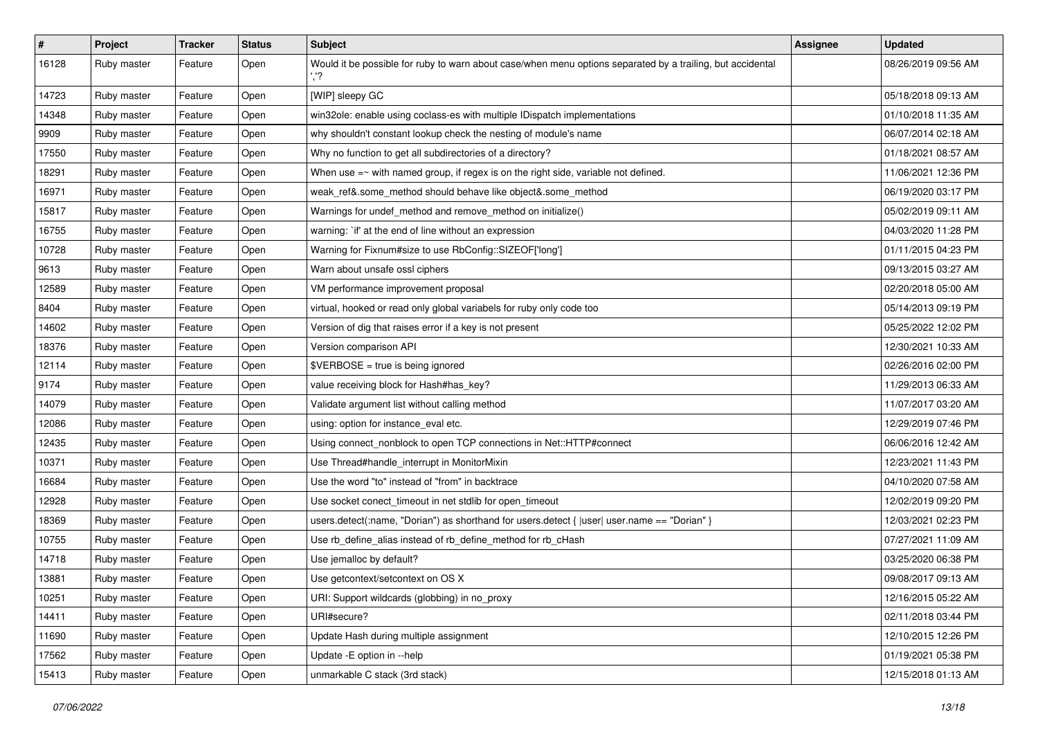| # | Project | Tracker | Status | Subject | Assignee | Updated |
|---|---|---|---|---|---|---|
| 16128 | Ruby master | Feature | Open | Would it be possible for ruby to warn about case/when menu options separated by a trailing, but accidental ','? | | 08/26/2019 09:56 AM |
| 14723 | Ruby master | Feature | Open | [WIP] sleepy GC | | 05/18/2018 09:13 AM |
| 14348 | Ruby master | Feature | Open | win32ole: enable using coclass-es with multiple IDispatch implementations | | 01/10/2018 11:35 AM |
| 9909 | Ruby master | Feature | Open | why shouldn't constant lookup check the nesting of module's name | | 06/07/2014 02:18 AM |
| 17550 | Ruby master | Feature | Open | Why no function to get all subdirectories of a directory? | | 01/18/2021 08:57 AM |
| 18291 | Ruby master | Feature | Open | When use =~ with named group, if regex is on the right side, variable not defined. | | 11/06/2021 12:36 PM |
| 16971 | Ruby master | Feature | Open | weak_ref&.some_method should behave like object&.some_method | | 06/19/2020 03:17 PM |
| 15817 | Ruby master | Feature | Open | Warnings for undef_method and remove_method on initialize() | | 05/02/2019 09:11 AM |
| 16755 | Ruby master | Feature | Open | warning: `if' at the end of line without an expression | | 04/03/2020 11:28 PM |
| 10728 | Ruby master | Feature | Open | Warning for Fixnum#size to use RbConfig::SIZEOF['long'] | | 01/11/2015 04:23 PM |
| 9613 | Ruby master | Feature | Open | Warn about unsafe ossl ciphers | | 09/13/2015 03:27 AM |
| 12589 | Ruby master | Feature | Open | VM performance improvement proposal | | 02/20/2018 05:00 AM |
| 8404 | Ruby master | Feature | Open | virtual, hooked or read only global variabels for ruby only code too | | 05/14/2013 09:19 PM |
| 14602 | Ruby master | Feature | Open | Version of dig that raises error if a key is not present | | 05/25/2022 12:02 PM |
| 18376 | Ruby master | Feature | Open | Version comparison API | | 12/30/2021 10:33 AM |
| 12114 | Ruby master | Feature | Open | $VERBOSE = true is being ignored | | 02/26/2016 02:00 PM |
| 9174 | Ruby master | Feature | Open | value receiving block for Hash#has_key? | | 11/29/2013 06:33 AM |
| 14079 | Ruby master | Feature | Open | Validate argument list without calling method | | 11/07/2017 03:20 AM |
| 12086 | Ruby master | Feature | Open | using: option for instance_eval etc. | | 12/29/2019 07:46 PM |
| 12435 | Ruby master | Feature | Open | Using connect_nonblock to open TCP connections in Net::HTTP#connect | | 06/06/2016 12:42 AM |
| 10371 | Ruby master | Feature | Open | Use Thread#handle_interrupt in MonitorMixin | | 12/23/2021 11:43 PM |
| 16684 | Ruby master | Feature | Open | Use the word "to" instead of "from" in backtrace | | 04/10/2020 07:58 AM |
| 12928 | Ruby master | Feature | Open | Use socket conect_timeout in net stdlib for open_timeout | | 12/02/2019 09:20 PM |
| 18369 | Ruby master | Feature | Open | users.detect(:name, "Dorian") as shorthand for users.detect { \|user\| user.name == "Dorian" } | | 12/03/2021 02:23 PM |
| 10755 | Ruby master | Feature | Open | Use rb_define_alias instead of rb_define_method for rb_cHash | | 07/27/2021 11:09 AM |
| 14718 | Ruby master | Feature | Open | Use jemalloc by default? | | 03/25/2020 06:38 PM |
| 13881 | Ruby master | Feature | Open | Use getcontext/setcontext on OS X | | 09/08/2017 09:13 AM |
| 10251 | Ruby master | Feature | Open | URI: Support wildcards (globbing) in no_proxy | | 12/16/2015 05:22 AM |
| 14411 | Ruby master | Feature | Open | URI#secure? | | 02/11/2018 03:44 PM |
| 11690 | Ruby master | Feature | Open | Update Hash during multiple assignment | | 12/10/2015 12:26 PM |
| 17562 | Ruby master | Feature | Open | Update -E option in --help | | 01/19/2021 05:38 PM |
| 15413 | Ruby master | Feature | Open | unmarkable C stack (3rd stack) | | 12/15/2018 01:13 AM |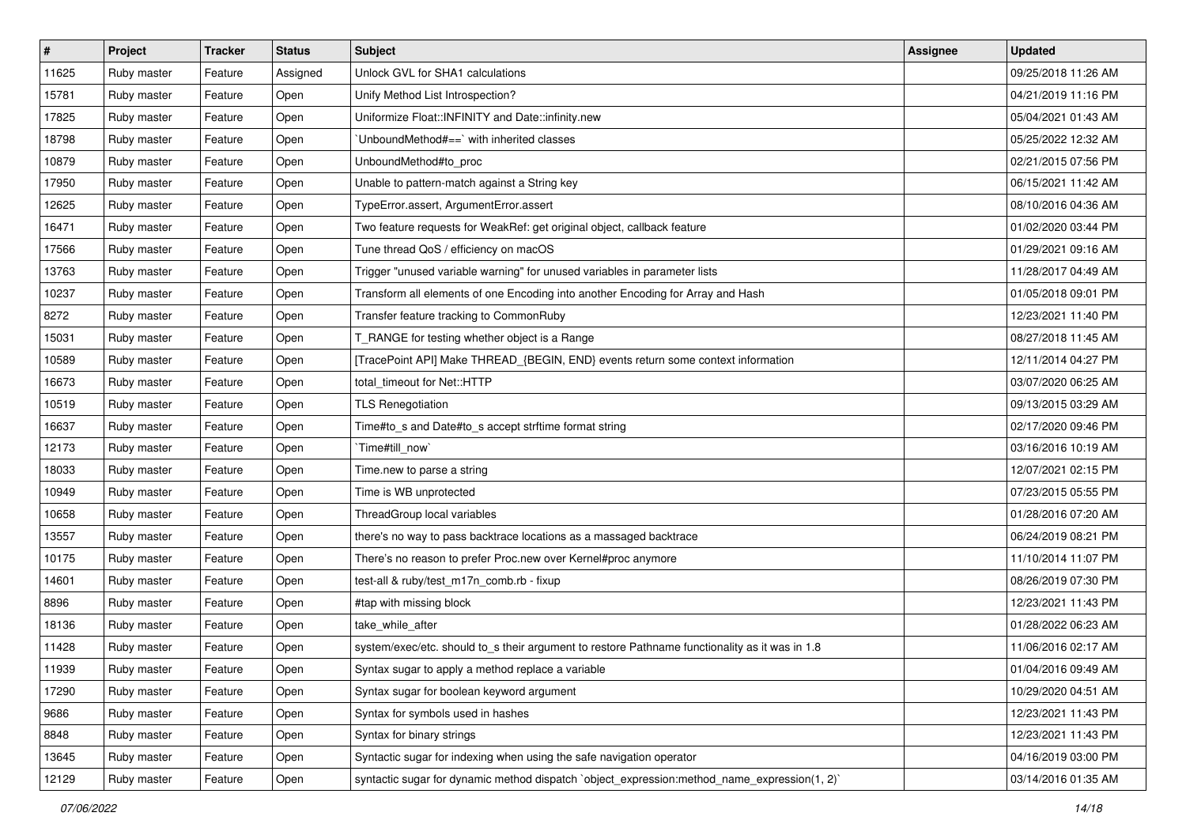| # | Project | Tracker | Status | Subject | Assignee | Updated |
|---|---|---|---|---|---|---|
| 11625 | Ruby master | Feature | Assigned | Unlock GVL for SHA1 calculations | | 09/25/2018 11:26 AM |
| 15781 | Ruby master | Feature | Open | Unify Method List Introspection? | | 04/21/2019 11:16 PM |
| 17825 | Ruby master | Feature | Open | Uniformize Float::INFINITY and Date::infinity.new | | 05/04/2021 01:43 AM |
| 18798 | Ruby master | Feature | Open | `UnboundMethod#==` with inherited classes | | 05/25/2022 12:32 AM |
| 10879 | Ruby master | Feature | Open | UnboundMethod#to_proc | | 02/21/2015 07:56 PM |
| 17950 | Ruby master | Feature | Open | Unable to pattern-match against a String key | | 06/15/2021 11:42 AM |
| 12625 | Ruby master | Feature | Open | TypeError.assert, ArgumentError.assert | | 08/10/2016 04:36 AM |
| 16471 | Ruby master | Feature | Open | Two feature requests for WeakRef: get original object, callback feature | | 01/02/2020 03:44 PM |
| 17566 | Ruby master | Feature | Open | Tune thread QoS / efficiency on macOS | | 01/29/2021 09:16 AM |
| 13763 | Ruby master | Feature | Open | Trigger "unused variable warning" for unused variables in parameter lists | | 11/28/2017 04:49 AM |
| 10237 | Ruby master | Feature | Open | Transform all elements of one Encoding into another Encoding for Array and Hash | | 01/05/2018 09:01 PM |
| 8272 | Ruby master | Feature | Open | Transfer feature tracking to CommonRuby | | 12/23/2021 11:40 PM |
| 15031 | Ruby master | Feature | Open | T_RANGE for testing whether object is a Range | | 08/27/2018 11:45 AM |
| 10589 | Ruby master | Feature | Open | [TracePoint API] Make THREAD_{BEGIN, END} events return some context information | | 12/11/2014 04:27 PM |
| 16673 | Ruby master | Feature | Open | total_timeout for Net::HTTP | | 03/07/2020 06:25 AM |
| 10519 | Ruby master | Feature | Open | TLS Renegotiation | | 09/13/2015 03:29 AM |
| 16637 | Ruby master | Feature | Open | Time#to_s and Date#to_s accept strftime format string | | 02/17/2020 09:46 PM |
| 12173 | Ruby master | Feature | Open | `Time#till_now` | | 03/16/2016 10:19 AM |
| 18033 | Ruby master | Feature | Open | Time.new to parse a string | | 12/07/2021 02:15 PM |
| 10949 | Ruby master | Feature | Open | Time is WB unprotected | | 07/23/2015 05:55 PM |
| 10658 | Ruby master | Feature | Open | ThreadGroup local variables | | 01/28/2016 07:20 AM |
| 13557 | Ruby master | Feature | Open | there's no way to pass backtrace locations as a massaged backtrace | | 06/24/2019 08:21 PM |
| 10175 | Ruby master | Feature | Open | There's no reason to prefer Proc.new over Kernel#proc anymore | | 11/10/2014 11:07 PM |
| 14601 | Ruby master | Feature | Open | test-all & ruby/test_m17n_comb.rb - fixup | | 08/26/2019 07:30 PM |
| 8896 | Ruby master | Feature | Open | #tap with missing block | | 12/23/2021 11:43 PM |
| 18136 | Ruby master | Feature | Open | take_while_after | | 01/28/2022 06:23 AM |
| 11428 | Ruby master | Feature | Open | system/exec/etc. should to_s their argument to restore Pathname functionality as it was in 1.8 | | 11/06/2016 02:17 AM |
| 11939 | Ruby master | Feature | Open | Syntax sugar to apply a method replace a variable | | 01/04/2016 09:49 AM |
| 17290 | Ruby master | Feature | Open | Syntax sugar for boolean keyword argument | | 10/29/2020 04:51 AM |
| 9686 | Ruby master | Feature | Open | Syntax for symbols used in hashes | | 12/23/2021 11:43 PM |
| 8848 | Ruby master | Feature | Open | Syntax for binary strings | | 12/23/2021 11:43 PM |
| 13645 | Ruby master | Feature | Open | Syntactic sugar for indexing when using the safe navigation operator | | 04/16/2019 03:00 PM |
| 12129 | Ruby master | Feature | Open | syntactic sugar for dynamic method dispatch `object_expression:method_name_expression(1, 2)` | | 03/14/2016 01:35 AM |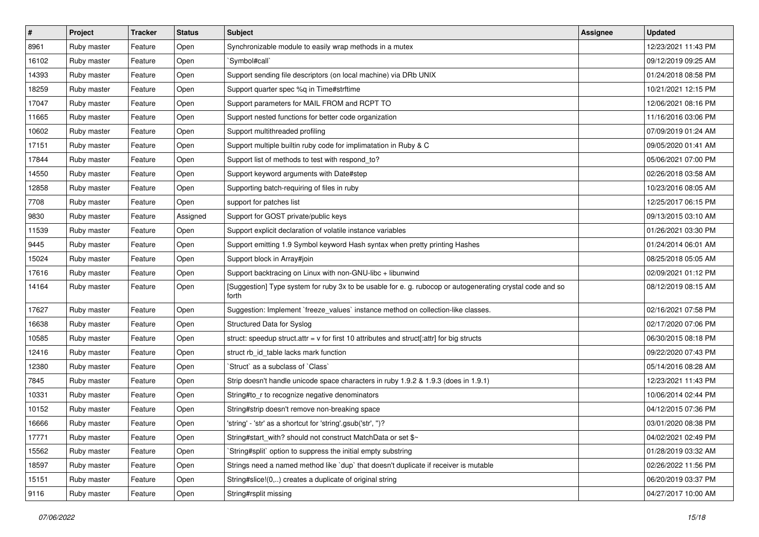| # | Project | Tracker | Status | Subject | Assignee | Updated |
|---|---|---|---|---|---|---|
| 8961 | Ruby master | Feature | Open | Synchronizable module to easily wrap methods in a mutex | | 12/23/2021 11:43 PM |
| 16102 | Ruby master | Feature | Open | `Symbol#call` | | 09/12/2019 09:25 AM |
| 14393 | Ruby master | Feature | Open | Support sending file descriptors (on local machine) via DRb UNIX | | 01/24/2018 08:58 PM |
| 18259 | Ruby master | Feature | Open | Support quarter spec %q in Time#strftime | | 10/21/2021 12:15 PM |
| 17047 | Ruby master | Feature | Open | Support parameters for MAIL FROM and RCPT TO | | 12/06/2021 08:16 PM |
| 11665 | Ruby master | Feature | Open | Support nested functions for better code organization | | 11/16/2016 03:06 PM |
| 10602 | Ruby master | Feature | Open | Support multithreaded profiling | | 07/09/2019 01:24 AM |
| 17151 | Ruby master | Feature | Open | Support multiple builtin ruby code for implimatation in Ruby & C | | 09/05/2020 01:41 AM |
| 17844 | Ruby master | Feature | Open | Support list of methods to test with respond_to? | | 05/06/2021 07:00 PM |
| 14550 | Ruby master | Feature | Open | Support keyword arguments with Date#step | | 02/26/2018 03:58 AM |
| 12858 | Ruby master | Feature | Open | Supporting batch-requiring of files in ruby | | 10/23/2016 08:05 AM |
| 7708 | Ruby master | Feature | Open | support for patches list | | 12/25/2017 06:15 PM |
| 9830 | Ruby master | Feature | Assigned | Support for GOST private/public keys | | 09/13/2015 03:10 AM |
| 11539 | Ruby master | Feature | Open | Support explicit declaration of volatile instance variables | | 01/26/2021 03:30 PM |
| 9445 | Ruby master | Feature | Open | Support emitting 1.9 Symbol keyword Hash syntax when pretty printing Hashes | | 01/24/2014 06:01 AM |
| 15024 | Ruby master | Feature | Open | Support block in Array#join | | 08/25/2018 05:05 AM |
| 17616 | Ruby master | Feature | Open | Support backtracing on Linux with non-GNU-libc + libunwind | | 02/09/2021 01:12 PM |
| 14164 | Ruby master | Feature | Open | [Suggestion] Type system for ruby 3x to be usable for e. g. rubocop or autogenerating crystal code and so forth | | 08/12/2019 08:15 AM |
| 17627 | Ruby master | Feature | Open | Suggestion: Implement `freeze_values` instance method on collection-like classes. | | 02/16/2021 07:58 PM |
| 16638 | Ruby master | Feature | Open | Structured Data for Syslog | | 02/17/2020 07:06 PM |
| 10585 | Ruby master | Feature | Open | struct: speedup struct.attr = v for first 10 attributes and struct[:attr] for big structs | | 06/30/2015 08:18 PM |
| 12416 | Ruby master | Feature | Open | struct rb_id_table lacks mark function | | 09/22/2020 07:43 PM |
| 12380 | Ruby master | Feature | Open | `Struct` as a subclass of `Class` | | 05/14/2016 08:28 AM |
| 7845 | Ruby master | Feature | Open | Strip doesn't handle unicode space characters in ruby 1.9.2 & 1.9.3 (does in 1.9.1) | | 12/23/2021 11:43 PM |
| 10331 | Ruby master | Feature | Open | String#to_r to recognize negative denominators | | 10/06/2014 02:44 PM |
| 10152 | Ruby master | Feature | Open | String#strip doesn't remove non-breaking space | | 04/12/2015 07:36 PM |
| 16666 | Ruby master | Feature | Open | 'string' - 'str' as a shortcut for 'string'.gsub('str', '')? | | 03/01/2020 08:38 PM |
| 17771 | Ruby master | Feature | Open | String#start_with? should not construct MatchData or set $~ | | 04/02/2021 02:49 PM |
| 15562 | Ruby master | Feature | Open | `String#split` option to suppress the initial empty substring | | 01/28/2019 03:32 AM |
| 18597 | Ruby master | Feature | Open | Strings need a named method like `dup` that doesn't duplicate if receiver is mutable | | 02/26/2022 11:56 PM |
| 15151 | Ruby master | Feature | Open | String#slice!(0,..) creates a duplicate of original string | | 06/20/2019 03:37 PM |
| 9116 | Ruby master | Feature | Open | String#rsplit missing | | 04/27/2017 10:00 AM |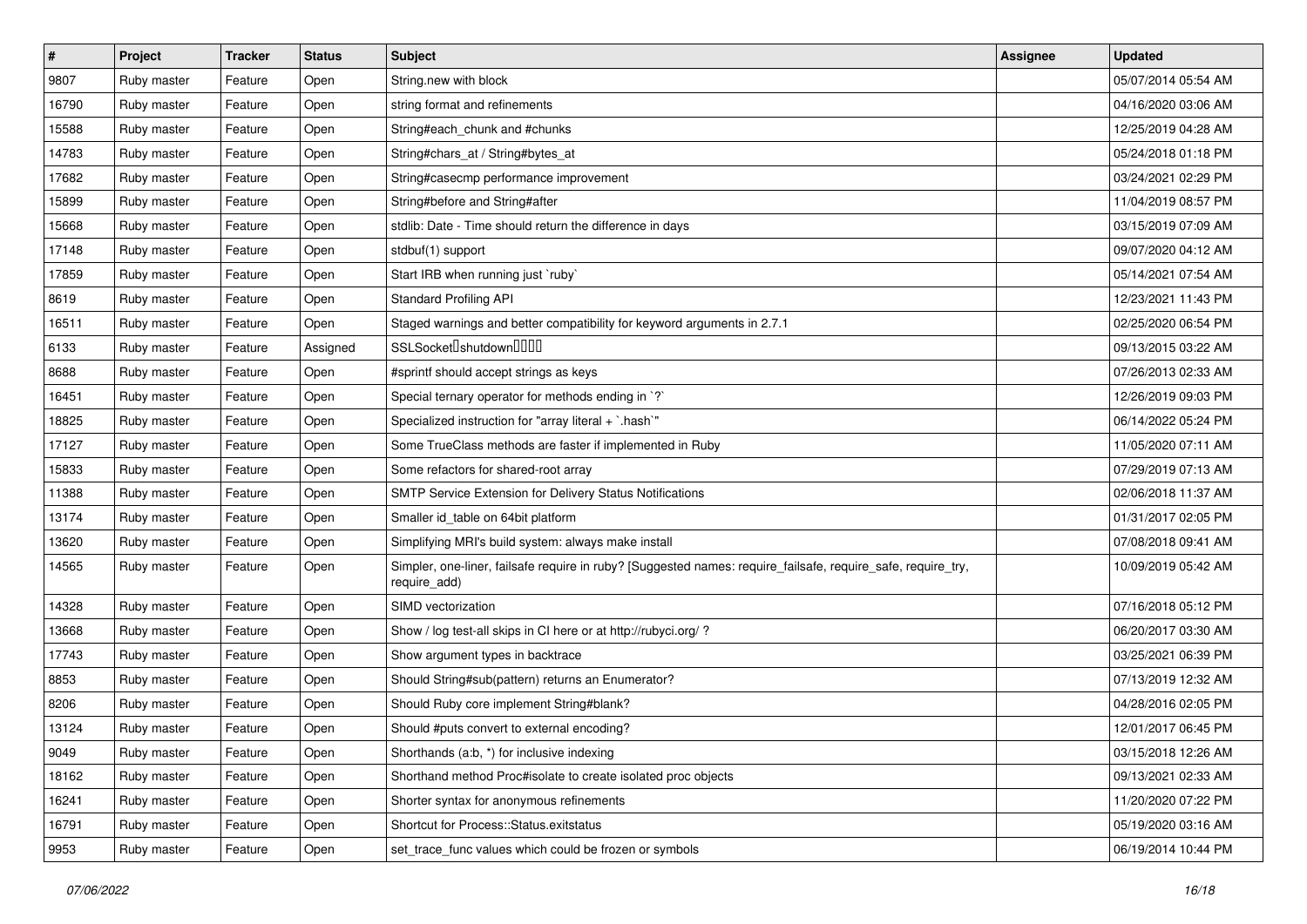| # | Project | Tracker | Status | Subject | Assignee | Updated |
|---|---|---|---|---|---|---|
| 9807 | Ruby master | Feature | Open | String.new with block | | 05/07/2014 05:54 AM |
| 16790 | Ruby master | Feature | Open | string format and refinements | | 04/16/2020 03:06 AM |
| 15588 | Ruby master | Feature | Open | String#each_chunk and #chunks | | 12/25/2019 04:28 AM |
| 14783 | Ruby master | Feature | Open | String#chars_at / String#bytes_at | | 05/24/2018 01:18 PM |
| 17682 | Ruby master | Feature | Open | String#casecmp performance improvement | | 03/24/2021 02:29 PM |
| 15899 | Ruby master | Feature | Open | String#before and String#after | | 11/04/2019 08:57 PM |
| 15668 | Ruby master | Feature | Open | stdlib: Date - Time should return the difference in days | | 03/15/2019 07:09 AM |
| 17148 | Ruby master | Feature | Open | stdbuf(1) support | | 09/07/2020 04:12 AM |
| 17859 | Ruby master | Feature | Open | Start IRB when running just `ruby` | | 05/14/2021 07:54 AM |
| 8619 | Ruby master | Feature | Open | Standard Profiling API | | 12/23/2021 11:43 PM |
| 16511 | Ruby master | Feature | Open | Staged warnings and better compatibility for keyword arguments in 2.7.1 | | 02/25/2020 06:54 PM |
| 6133 | Ruby master | Feature | Assigned | SSLSocket�shutdown���� | | 09/13/2015 03:22 AM |
| 8688 | Ruby master | Feature | Open | #sprintf should accept strings as keys | | 07/26/2013 02:33 AM |
| 16451 | Ruby master | Feature | Open | Special ternary operator for methods ending in `?` | | 12/26/2019 09:03 PM |
| 18825 | Ruby master | Feature | Open | Specialized instruction for "array literal + `.hash`" | | 06/14/2022 05:24 PM |
| 17127 | Ruby master | Feature | Open | Some TrueClass methods are faster if implemented in Ruby | | 11/05/2020 07:11 AM |
| 15833 | Ruby master | Feature | Open | Some refactors for shared-root array | | 07/29/2019 07:13 AM |
| 11388 | Ruby master | Feature | Open | SMTP Service Extension for Delivery Status Notifications | | 02/06/2018 11:37 AM |
| 13174 | Ruby master | Feature | Open | Smaller id_table on 64bit platform | | 01/31/2017 02:05 PM |
| 13620 | Ruby master | Feature | Open | Simplifying MRI's build system: always make install | | 07/08/2018 09:41 AM |
| 14565 | Ruby master | Feature | Open | Simpler, one-liner, failsafe require in ruby? [Suggested names: require_failsafe, require_safe, require_try, require_add) | | 10/09/2019 05:42 AM |
| 14328 | Ruby master | Feature | Open | SIMD vectorization | | 07/16/2018 05:12 PM |
| 13668 | Ruby master | Feature | Open | Show / log test-all skips in CI here or at http://rubyci.org/ ? | | 06/20/2017 03:30 AM |
| 17743 | Ruby master | Feature | Open | Show argument types in backtrace | | 03/25/2021 06:39 PM |
| 8853 | Ruby master | Feature | Open | Should String#sub(pattern) returns an Enumerator? | | 07/13/2019 12:32 AM |
| 8206 | Ruby master | Feature | Open | Should Ruby core implement String#blank? | | 04/28/2016 02:05 PM |
| 13124 | Ruby master | Feature | Open | Should #puts convert to external encoding? | | 12/01/2017 06:45 PM |
| 9049 | Ruby master | Feature | Open | Shorthands (a:b, *) for inclusive indexing | | 03/15/2018 12:26 AM |
| 18162 | Ruby master | Feature | Open | Shorthand method Proc#isolate to create isolated proc objects | | 09/13/2021 02:33 AM |
| 16241 | Ruby master | Feature | Open | Shorter syntax for anonymous refinements | | 11/20/2020 07:22 PM |
| 16791 | Ruby master | Feature | Open | Shortcut for Process::Status.exitstatus | | 05/19/2020 03:16 AM |
| 9953 | Ruby master | Feature | Open | set_trace_func values which could be frozen or symbols | | 06/19/2014 10:44 PM |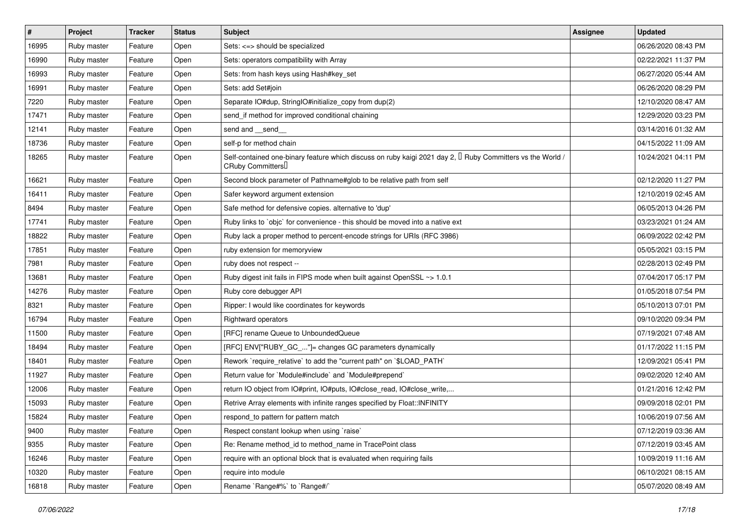| # | Project | Tracker | Status | Subject | Assignee | Updated |
|---|---|---|---|---|---|---|
| 16995 | Ruby master | Feature | Open | Sets: <=> should be specialized | | 06/26/2020 08:43 PM |
| 16990 | Ruby master | Feature | Open | Sets: operators compatibility with Array | | 02/22/2021 11:37 PM |
| 16993 | Ruby master | Feature | Open | Sets: from hash keys using Hash#key_set | | 06/27/2020 05:44 AM |
| 16991 | Ruby master | Feature | Open | Sets: add Set#join | | 06/26/2020 08:29 PM |
| 7220 | Ruby master | Feature | Open | Separate IO#dup, StringIO#initialize_copy from dup(2) | | 12/10/2020 08:47 AM |
| 17471 | Ruby master | Feature | Open | send_if method for improved conditional chaining | | 12/29/2020 03:23 PM |
| 12141 | Ruby master | Feature | Open | send and __send__ | | 03/14/2016 01:32 AM |
| 18736 | Ruby master | Feature | Open | self-p for method chain | | 04/15/2022 11:09 AM |
| 18265 | Ruby master | Feature | Open | Self-contained one-binary feature which discuss on ruby kaigi 2021 day 2, 「Ruby Committers vs the World / CRuby Committers」 | | 10/24/2021 04:11 PM |
| 16621 | Ruby master | Feature | Open | Second block parameter of Pathname#glob to be relative path from self | | 02/12/2020 11:27 PM |
| 16411 | Ruby master | Feature | Open | Safer keyword argument extension | | 12/10/2019 02:45 AM |
| 8494 | Ruby master | Feature | Open | Safe method for defensive copies. alternative to 'dup' | | 06/05/2013 04:26 PM |
| 17741 | Ruby master | Feature | Open | Ruby links to `objc` for convenience - this should be moved into a native ext | | 03/23/2021 01:24 AM |
| 18822 | Ruby master | Feature | Open | Ruby lack a proper method to percent-encode strings for URIs (RFC 3986) | | 06/09/2022 02:42 PM |
| 17851 | Ruby master | Feature | Open | ruby extension for memoryview | | 05/05/2021 03:15 PM |
| 7981 | Ruby master | Feature | Open | ruby does not respect -- | | 02/28/2013 02:49 PM |
| 13681 | Ruby master | Feature | Open | Ruby digest init fails in FIPS mode when built against OpenSSL ~> 1.0.1 | | 07/04/2017 05:17 PM |
| 14276 | Ruby master | Feature | Open | Ruby core debugger API | | 01/05/2018 07:54 PM |
| 8321 | Ruby master | Feature | Open | Ripper: I would like coordinates for keywords | | 05/10/2013 07:01 PM |
| 16794 | Ruby master | Feature | Open | Rightward operators | | 09/10/2020 09:34 PM |
| 11500 | Ruby master | Feature | Open | [RFC] rename Queue to UnboundedQueue | | 07/19/2021 07:48 AM |
| 18494 | Ruby master | Feature | Open | [RFC] ENV["RUBY_GC_..."]= changes GC parameters dynamically | | 01/17/2022 11:15 PM |
| 18401 | Ruby master | Feature | Open | Rework `require_relative` to add the "current path" on `$LOAD_PATH` | | 12/09/2021 05:41 PM |
| 11927 | Ruby master | Feature | Open | Return value for `Module#include` and `Module#prepend` | | 09/02/2020 12:40 AM |
| 12006 | Ruby master | Feature | Open | return IO object from IO#print, IO#puts, IO#close_read, IO#close_write,... | | 01/21/2016 12:42 PM |
| 15093 | Ruby master | Feature | Open | Retrive Array elements with infinite ranges specified by Float::INFINITY | | 09/09/2018 02:01 PM |
| 15824 | Ruby master | Feature | Open | respond_to pattern for pattern match | | 10/06/2019 07:56 AM |
| 9400 | Ruby master | Feature | Open | Respect constant lookup when using `raise` | | 07/12/2019 03:36 AM |
| 9355 | Ruby master | Feature | Open | Re: Rename method_id to method_name in TracePoint class | | 07/12/2019 03:45 AM |
| 16246 | Ruby master | Feature | Open | require with an optional block that is evaluated when requiring fails | | 10/09/2019 11:16 AM |
| 10320 | Ruby master | Feature | Open | require into module | | 06/10/2021 08:15 AM |
| 16818 | Ruby master | Feature | Open | Rename `Range#%` to `Range#/` | | 05/07/2020 08:49 AM |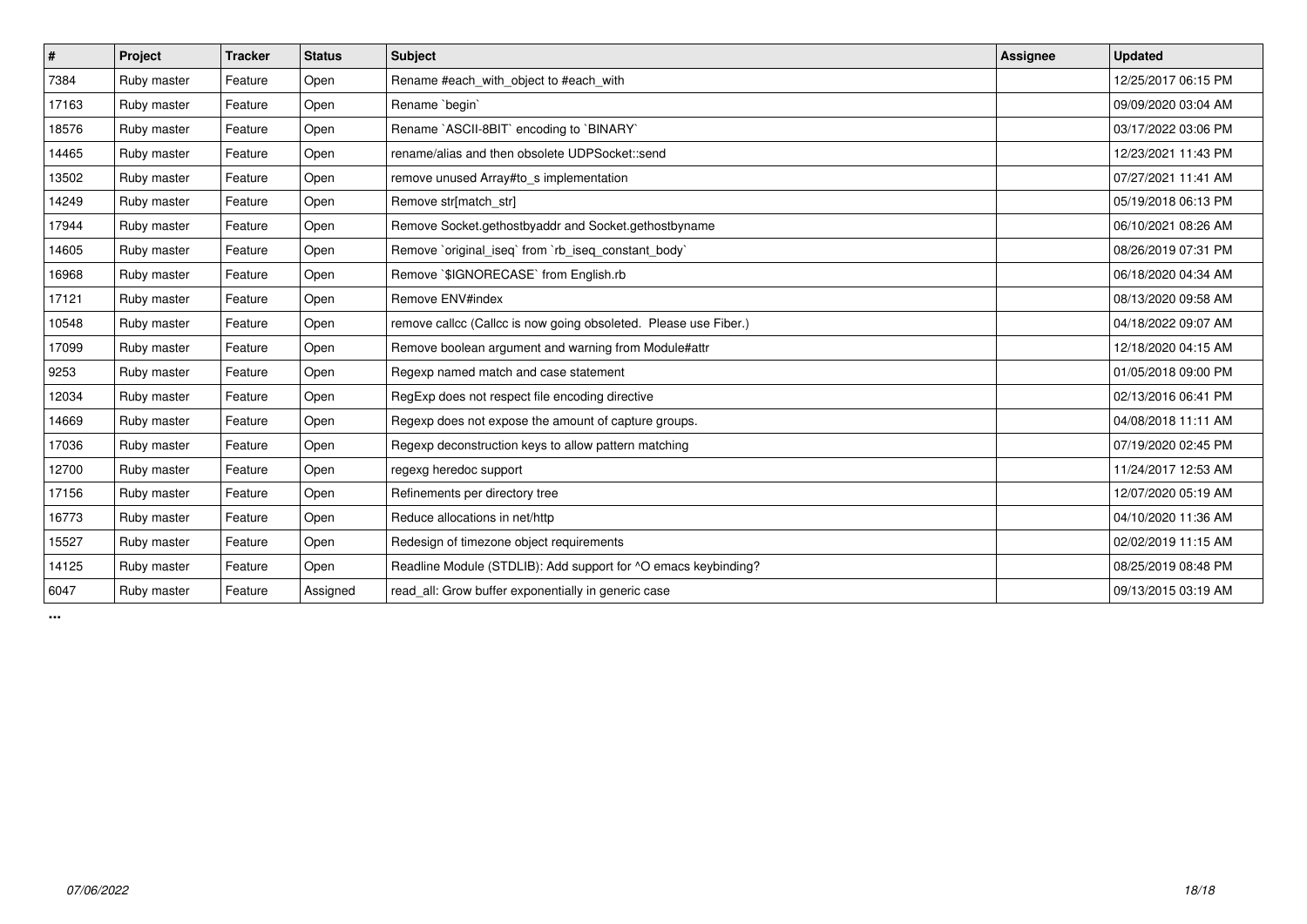| # | Project | Tracker | Status | Subject | Assignee | Updated |
| --- | --- | --- | --- | --- | --- | --- |
| 7384 | Ruby master | Feature | Open | Rename #each_with_object to #each_with | | 12/25/2017 06:15 PM |
| 17163 | Ruby master | Feature | Open | Rename `begin` | | 09/09/2020 03:04 AM |
| 18576 | Ruby master | Feature | Open | Rename `ASCII-8BIT` encoding to `BINARY` | | 03/17/2022 03:06 PM |
| 14465 | Ruby master | Feature | Open | rename/alias and then obsolete UDPSocket::send | | 12/23/2021 11:43 PM |
| 13502 | Ruby master | Feature | Open | remove unused Array#to_s implementation | | 07/27/2021 11:41 AM |
| 14249 | Ruby master | Feature | Open | Remove str[match_str] | | 05/19/2018 06:13 PM |
| 17944 | Ruby master | Feature | Open | Remove Socket.gethostbyaddr and Socket.gethostbyname | | 06/10/2021 08:26 AM |
| 14605 | Ruby master | Feature | Open | Remove `original_iseq` from `rb_iseq_constant_body` | | 08/26/2019 07:31 PM |
| 16968 | Ruby master | Feature | Open | Remove `$IGNORECASE` from English.rb | | 06/18/2020 04:34 AM |
| 17121 | Ruby master | Feature | Open | Remove ENV#index | | 08/13/2020 09:58 AM |
| 10548 | Ruby master | Feature | Open | remove callcc (Callcc is now going obsoleted. Please use Fiber.) | | 04/18/2022 09:07 AM |
| 17099 | Ruby master | Feature | Open | Remove boolean argument and warning from Module#attr | | 12/18/2020 04:15 AM |
| 9253 | Ruby master | Feature | Open | Regexp named match and case statement | | 01/05/2018 09:00 PM |
| 12034 | Ruby master | Feature | Open | RegExp does not respect file encoding directive | | 02/13/2016 06:41 PM |
| 14669 | Ruby master | Feature | Open | Regexp does not expose the amount of capture groups. | | 04/08/2018 11:11 AM |
| 17036 | Ruby master | Feature | Open | Regexp deconstruction keys to allow pattern matching | | 07/19/2020 02:45 PM |
| 12700 | Ruby master | Feature | Open | regexg heredoc support | | 11/24/2017 12:53 AM |
| 17156 | Ruby master | Feature | Open | Refinements per directory tree | | 12/07/2020 05:19 AM |
| 16773 | Ruby master | Feature | Open | Reduce allocations in net/http | | 04/10/2020 11:36 AM |
| 15527 | Ruby master | Feature | Open | Redesign of timezone object requirements | | 02/02/2019 11:15 AM |
| 14125 | Ruby master | Feature | Open | Readline Module (STDLIB): Add support for ^O emacs keybinding? | | 08/25/2019 08:48 PM |
| 6047 | Ruby master | Feature | Assigned | read_all: Grow buffer exponentially in generic case | | 09/13/2015 03:19 AM |

...